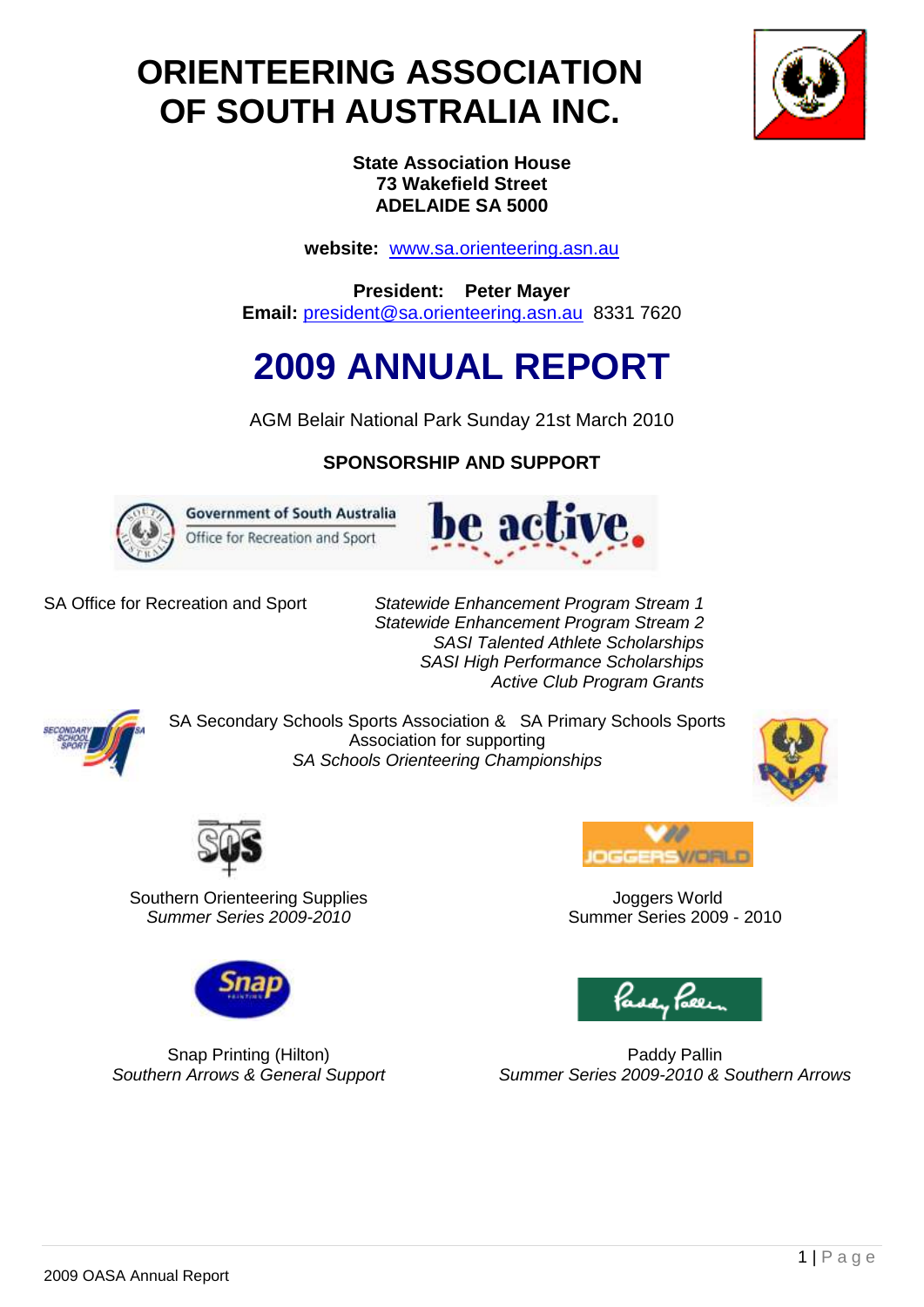# ORIENTEERING ASSOCIATION OF SOUTH AUSTRALIA INC.

**State Association House**
**73 Wakefield Street**
**ADELAIDE SA 5000**

**website:** www.sa.orienteering.asn.au

**President: Peter Mayer**
**Email:** president@sa.orienteering.asn.au 8331 7620

# 2009 ANNUAL REPORT

AGM Belair National Park Sunday 21st March 2010

## SPONSORSHIP AND SUPPORT

Government of South Australia
Office for Recreation and Sport

be active.

SA Office for Recreation and Sport

*Statewide Enhancement Program Stream 1*
*Statewide Enhancement Program Stream 2*
*SASI Talented Athlete Scholarships*
*SASI High Performance Scholarships*
*Active Club Program Grants*

SA Secondary Schools Sports Association & SA Primary Schools Sports Association for supporting
*SA Schools Orienteering Championships*

Southern Orienteering Supplies
*Summer Series 2009-2010*

Joggers World
Summer Series 2009 - 2010

Snap Printing (Hilton)
*Southern Arrows & General Support*

Paddy Pallin
*Summer Series 2009-2010 & Southern Arrows*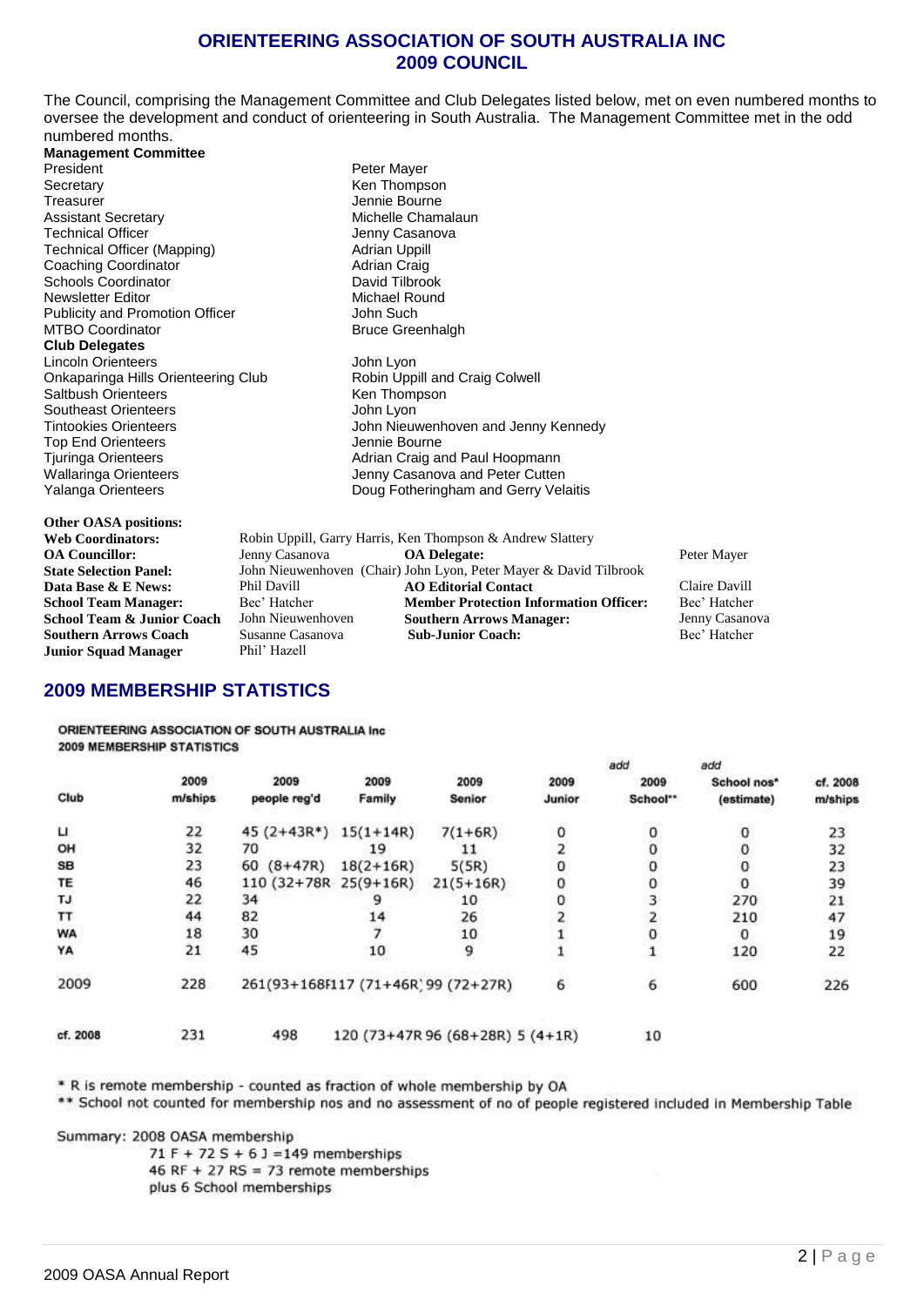# ORIENTEERING ASSOCIATION OF SOUTH AUSTRALIA INC
## 2009 COUNCIL

The Council, comprising the Management Committee and Club Delegates listed below, met on even numbered months to oversee the development and conduct of orienteering in South Australia. The Management Committee met in the odd numbered months.

**Management Committee**

| | |
|---|---|
| President | Peter Mayer |
| Secretary | Ken Thompson |
| Treasurer | Jennie Bourne |
| Assistant Secretary | Michelle Chamalaun |
| Technical Officer | Jenny Casanova |
| Technical Officer (Mapping) | Adrian Uppill |
| Coaching Coordinator | Adrian Craig |
| Schools Coordinator | David Tilbrook |
| Newsletter Editor | Michael Round |
| Publicity and Promotion Officer | John Such |
| MTBO Coordinator | Bruce Greenhalgh |

**Club Delegates**

| | |
|---|---|
| Lincoln Orienteers | John Lyon |
| Onkaparinga Hills Orienteering Club | Robin Uppill and Craig Colwell |
| Saltbush Orienteers | Ken Thompson |
| Southeast Orienteers | John Lyon |
| Tintookies Orienteers | John Nieuwenhoven and Jenny Kennedy |
| Top End Orienteers | Jennie Bourne |
| Tjuringa Orienteers | Adrian Craig and Paul Hoopmann |
| Wallaringa Orienteers | Jenny Casanova and Peter Cutten |
| Yalanga Orienteers | Doug Fotheringham and Gerry Velaitis |

**Other OASA positions:**

**Web Coordinators:** Robin Uppill, Garry Harris, Ken Thompson & Andrew Slattery
**OA Councillor:** Jenny Casanova — **OA Delegate:** Peter Mayer
**State Selection Panel:** John Nieuwenhoven (Chair) John Lyon, Peter Mayer & David Tilbrook
**Data Base & E News:** Phil Davill — **AO Editorial Contact** Claire Davill
**School Team Manager:** Bec' Hatcher — **Member Protection Information Officer:** Bec' Hatcher
**School Team & Junior Coach** John Nieuwenhoven — **Southern Arrows Manager:** Jenny Casanova
**Southern Arrows Coach** Susanne Casanova — **Sub-Junior Coach:** Bec' Hatcher
**Junior Squad Manager** Phil' Hazell

## 2009 MEMBERSHIP STATISTICS

ORIENTEERING ASSOCIATION OF SOUTH AUSTRALIA Inc
2009 MEMBERSHIP STATISTICS

| Club | 2009 m/ships | 2009 people reg'd | 2009 Family | 2009 Senior | 2009 Junior | add 2009 School** | add School nos* (estimate) | cf. 2008 m/ships |
|---|---|---|---|---|---|---|---|---|
| LI | 22 | 45 (2+43R*) | 15(1+14R) | 7(1+6R) | 0 | 0 | 0 | 23 |
| OH | 32 | 70 | 19 | 11 | 2 | 0 | 0 | 32 |
| SB | 23 | 60 (8+47R) | 18(2+16R) | 5(5R) | 0 | 0 | 0 | 23 |
| TE | 46 | 110 (32+78R | 25(9+16R) | 21(5+16R) | 0 | 0 | 0 | 39 |
| TJ | 22 | 34 | 9 | 10 | 0 | 3 | 270 | 21 |
| TT | 44 | 82 | 14 | 26 | 2 | 2 | 210 | 47 |
| WA | 18 | 30 | 7 | 10 | 1 | 0 | 0 | 19 |
| YA | 21 | 45 | 10 | 9 | 1 | 1 | 120 | 22 |
| 2009 | 228 | 261(93+168F | 117 (71+46R) | 99 (72+27R) | 6 | 6 | 600 | 226 |
| cf. 2008 | 231 | 498 | 120 (73+47R | 96 (68+28R) | 5 (4+1R) | 10 | | |

\* R is remote membership - counted as fraction of whole membership by OA
** School not counted for membership nos and no assessment of no of people registered included in Membership Table

Summary: 2008 OASA membership
71 F + 72 S + 6 J =149 memberships
46 RF + 27 RS = 73 remote memberships
plus 6 School memberships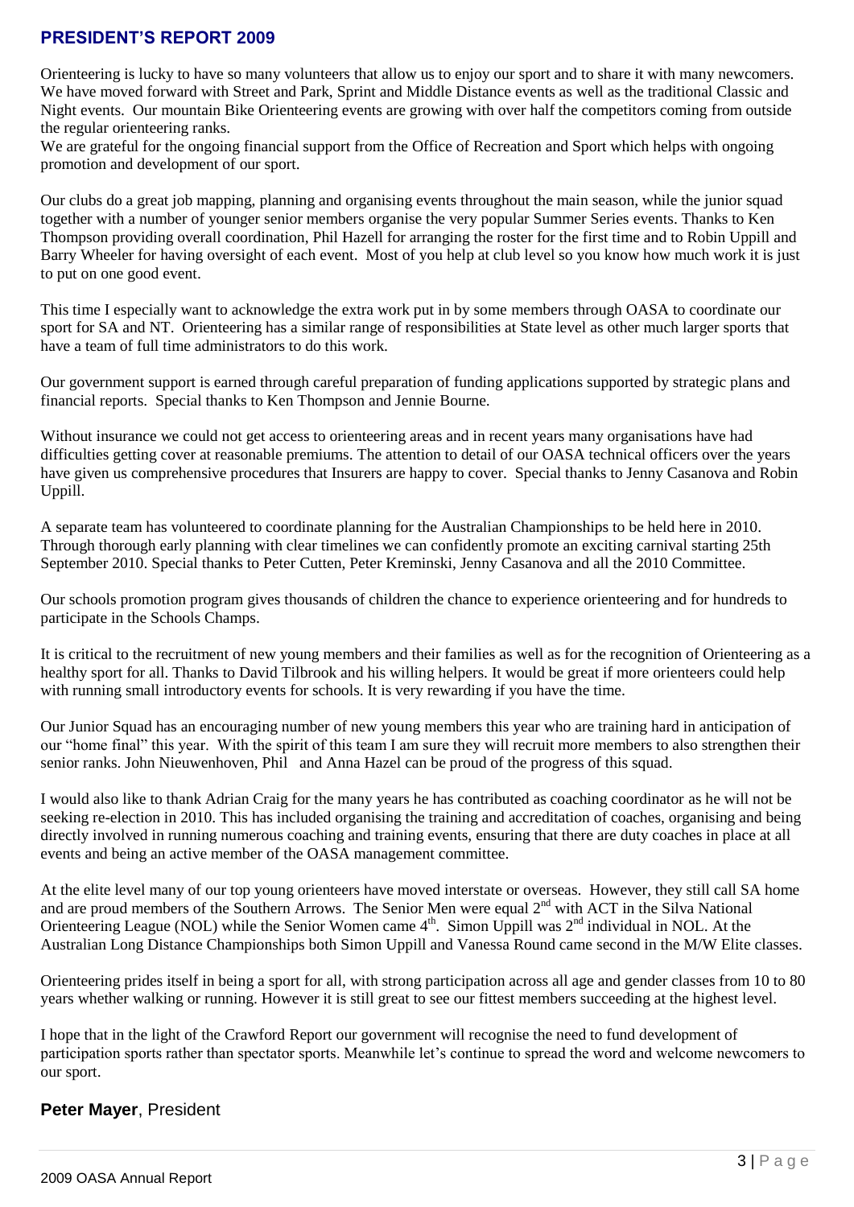## PRESIDENT'S REPORT 2009

Orienteering is lucky to have so many volunteers that allow us to enjoy our sport and to share it with many newcomers. We have moved forward with Street and Park, Sprint and Middle Distance events as well as the traditional Classic and Night events. Our mountain Bike Orienteering events are growing with over half the competitors coming from outside the regular orienteering ranks.
We are grateful for the ongoing financial support from the Office of Recreation and Sport which helps with ongoing promotion and development of our sport.

Our clubs do a great job mapping, planning and organising events throughout the main season, while the junior squad together with a number of younger senior members organise the very popular Summer Series events. Thanks to Ken Thompson providing overall coordination, Phil Hazell for arranging the roster for the first time and to Robin Uppill and Barry Wheeler for having oversight of each event. Most of you help at club level so you know how much work it is just to put on one good event.

This time I especially want to acknowledge the extra work put in by some members through OASA to coordinate our sport for SA and NT. Orienteering has a similar range of responsibilities at State level as other much larger sports that have a team of full time administrators to do this work.

Our government support is earned through careful preparation of funding applications supported by strategic plans and financial reports. Special thanks to Ken Thompson and Jennie Bourne.

Without insurance we could not get access to orienteering areas and in recent years many organisations have had difficulties getting cover at reasonable premiums. The attention to detail of our OASA technical officers over the years have given us comprehensive procedures that Insurers are happy to cover. Special thanks to Jenny Casanova and Robin Uppill.

A separate team has volunteered to coordinate planning for the Australian Championships to be held here in 2010. Through thorough early planning with clear timelines we can confidently promote an exciting carnival starting 25th September 2010. Special thanks to Peter Cutten, Peter Kreminski, Jenny Casanova and all the 2010 Committee.

Our schools promotion program gives thousands of children the chance to experience orienteering and for hundreds to participate in the Schools Champs.

It is critical to the recruitment of new young members and their families as well as for the recognition of Orienteering as a healthy sport for all. Thanks to David Tilbrook and his willing helpers. It would be great if more orienteers could help with running small introductory events for schools. It is very rewarding if you have the time.

Our Junior Squad has an encouraging number of new young members this year who are training hard in anticipation of our "home final" this year. With the spirit of this team I am sure they will recruit more members to also strengthen their senior ranks. John Nieuwenhoven, Phil and Anna Hazel can be proud of the progress of this squad.

I would also like to thank Adrian Craig for the many years he has contributed as coaching coordinator as he will not be seeking re-election in 2010. This has included organising the training and accreditation of coaches, organising and being directly involved in running numerous coaching and training events, ensuring that there are duty coaches in place at all events and being an active member of the OASA management committee.

At the elite level many of our top young orienteers have moved interstate or overseas. However, they still call SA home and are proud members of the Southern Arrows. The Senior Men were equal 2nd with ACT in the Silva National Orienteering League (NOL) while the Senior Women came 4th. Simon Uppill was 2nd individual in NOL. At the Australian Long Distance Championships both Simon Uppill and Vanessa Round came second in the M/W Elite classes.

Orienteering prides itself in being a sport for all, with strong participation across all age and gender classes from 10 to 80 years whether walking or running. However it is still great to see our fittest members succeeding at the highest level.

I hope that in the light of the Crawford Report our government will recognise the need to fund development of participation sports rather than spectator sports. Meanwhile let's continue to spread the word and welcome newcomers to our sport.

**Peter Mayer**, President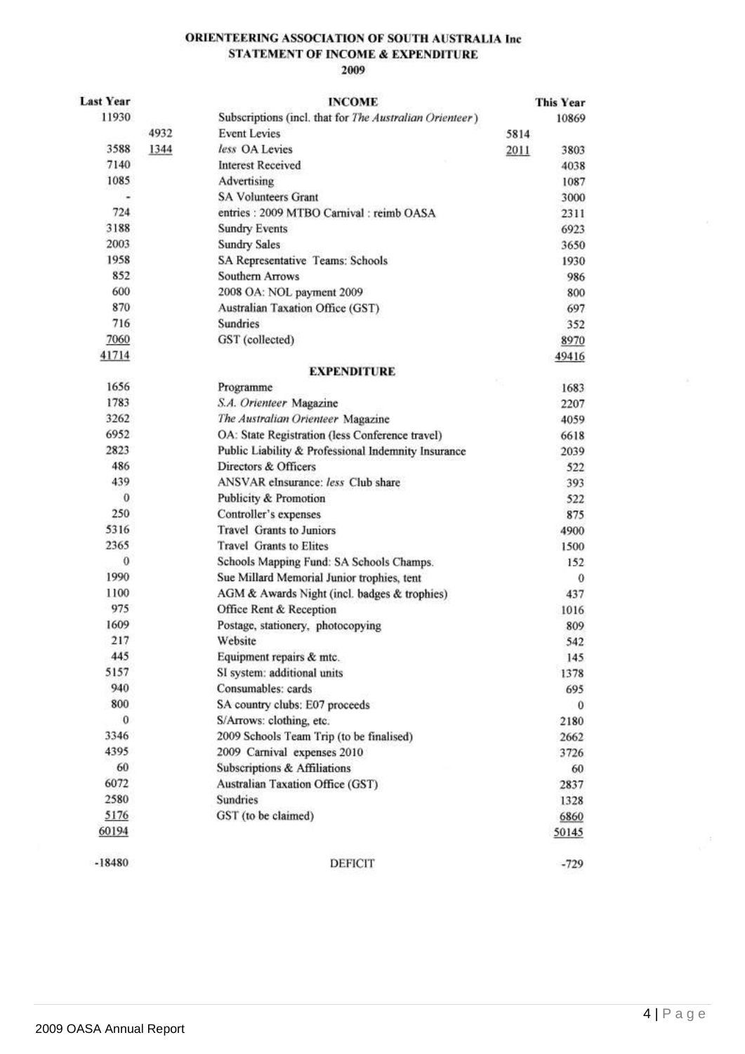# ORIENTEERING ASSOCIATION OF SOUTH AUSTRALIA Inc
## STATEMENT OF INCOME & EXPENDITURE
### 2009

| Last Year | | INCOME | | This Year |
|---|---|---|---|---|
| 11930 | | Subscriptions (incl. that for *The Australian Orienteer*) | | 10869 |
| | 4932 | Event Levies | 5814 | |
| 3588 | 1344 | *less* OA Levies | 2011 | 3803 |
| 7140 | | Interest Received | | 4038 |
| 1085 | | Advertising | | 1087 |
| - | | SA Volunteers Grant | | 3000 |
| 724 | | entries : 2009 MTBO Carnival : reimb OASA | | 2311 |
| 3188 | | Sundry Events | | 6923 |
| 2003 | | Sundry Sales | | 3650 |
| 1958 | | SA Representative Teams: Schools | | 1930 |
| 852 | | Southern Arrows | | 986 |
| 600 | | 2008 OA: NOL payment 2009 | | 800 |
| 870 | | Australian Taxation Office (GST) | | 697 |
| 716 | | Sundries | | 352 |
| 7060 | | GST (collected) | | 8970 |
| 41714 | | | | 49416 |
| | | **EXPENDITURE** | | |
| 1656 | | Programme | | 1683 |
| 1783 | | *S.A. Orienteer* Magazine | | 2207 |
| 3262 | | *The Australian Orienteer* Magazine | | 4059 |
| 6952 | | OA: State Registration (less Conference travel) | | 6618 |
| 2823 | | Public Liability & Professional Indemnity Insurance | | 2039 |
| 486 | | Directors & Officers | | 522 |
| 439 | | ANSVAR eInsurance: *less* Club share | | 393 |
| 0 | | Publicity & Promotion | | 522 |
| 250 | | Controller's expenses | | 875 |
| 5316 | | Travel Grants to Juniors | | 4900 |
| 2365 | | Travel Grants to Elites | | 1500 |
| 0 | | Schools Mapping Fund: SA Schools Champs. | | 152 |
| 1990 | | Sue Millard Memorial Junior trophies, tent | | 0 |
| 1100 | | AGM & Awards Night (incl. badges & trophies) | | 437 |
| 975 | | Office Rent & Reception | | 1016 |
| 1609 | | Postage, stationery, photocopying | | 809 |
| 217 | | Website | | 542 |
| 445 | | Equipment repairs & mtc. | | 145 |
| 5157 | | SI system: additional units | | 1378 |
| 940 | | Consumables: cards | | 695 |
| 800 | | SA country clubs: E07 proceeds | | 0 |
| 0 | | S/Arrows: clothing, etc. | | 2180 |
| 3346 | | 2009 Schools Team Trip (to be finalised) | | 2662 |
| 4395 | | 2009 Carnival expenses 2010 | | 3726 |
| 60 | | Subscriptions & Affiliations | | 60 |
| 6072 | | Australian Taxation Office (GST) | | 2837 |
| 2580 | | Sundries | | 1328 |
| 5176 | | GST (to be claimed) | | 6860 |
| 60194 | | | | 50145 |
| -18480 | | DEFICIT | | -729 |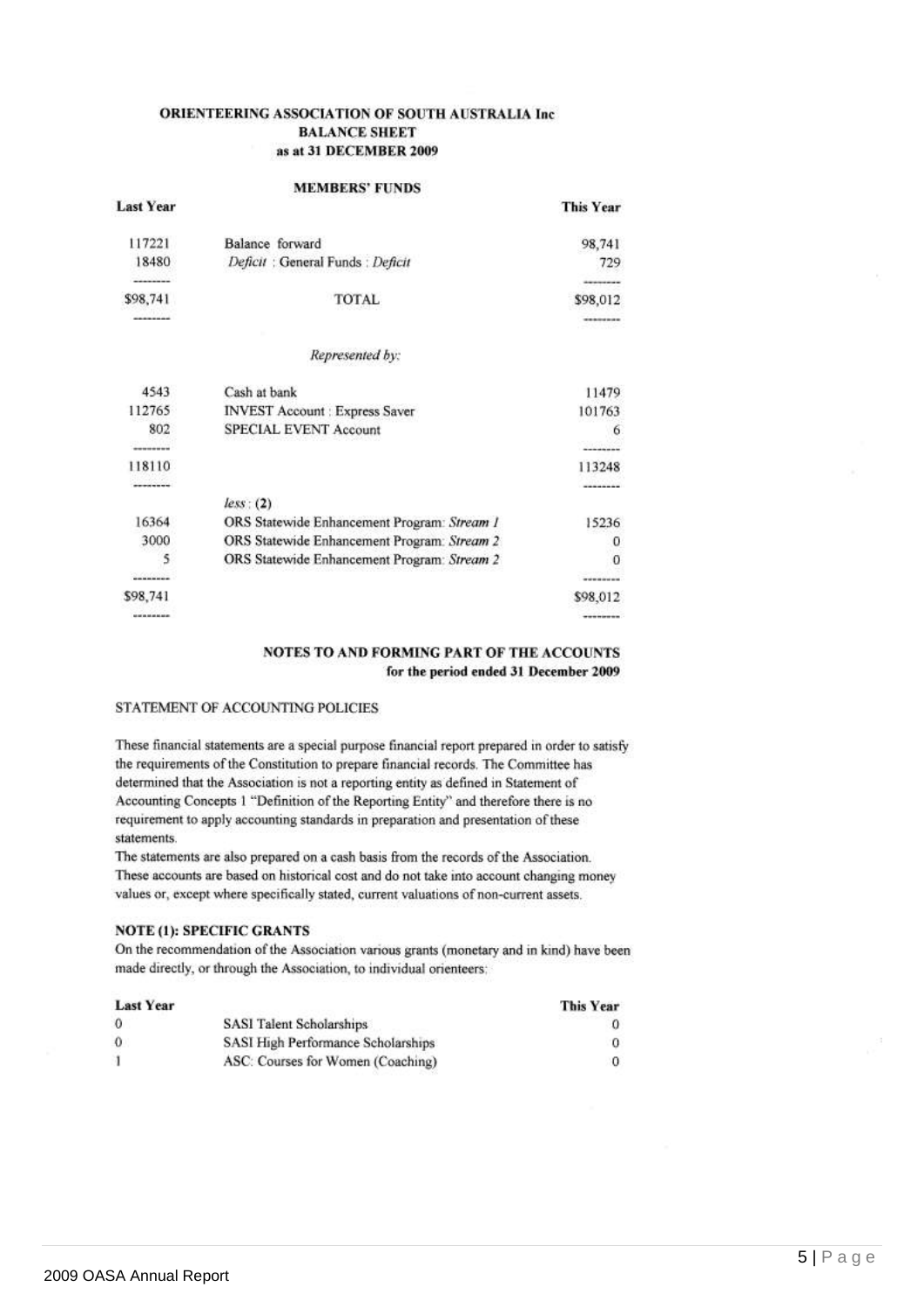**ORIENTEERING ASSOCIATION OF SOUTH AUSTRALIA Inc**
**BALANCE SHEET**
**as at 31 DECEMBER 2009**

**MEMBERS' FUNDS**

| Last Year | | This Year |
|---|---|---|
| 117221 | Balance forward | 98,741 |
| 18480 | *Deficit* : General Funds : *Deficit* | 729 |
| -------- | | -------- |
| $98,741 | TOTAL | $98,012 |
| -------- | | -------- |
| | *Represented by:* | |
| 4543 | Cash at bank | 11479 |
| 112765 | INVEST Account : Express Saver | 101763 |
| 802 | SPECIAL EVENT Account | 6 |
| -------- | | -------- |
| 118110 | | 113248 |
| -------- | | -------- |
| | *less* : **(2)** | |
| 16364 | ORS Statewide Enhancement Program: *Stream 1* | 15236 |
| 3000 | ORS Statewide Enhancement Program: *Stream 2* | 0 |
| 5 | ORS Statewide Enhancement Program: *Stream 2* | 0 |
| -------- | | -------- |
| $98,741 | | $98,012 |
| -------- | | -------- |

**NOTES TO AND FORMING PART OF THE ACCOUNTS**
**for the period ended 31 December 2009**

STATEMENT OF ACCOUNTING POLICIES

These financial statements are a special purpose financial report prepared in order to satisfy the requirements of the Constitution to prepare financial records. The Committee has determined that the Association is not a reporting entity as defined in Statement of Accounting Concepts 1 "Definition of the Reporting Entity" and therefore there is no requirement to apply accounting standards in preparation and presentation of these statements.
The statements are also prepared on a cash basis from the records of the Association. These accounts are based on historical cost and do not take into account changing money values or, except where specifically stated, current valuations of non-current assets.

**NOTE (1): SPECIFIC GRANTS**

On the recommendation of the Association various grants (monetary and in kind) have been made directly, or through the Association, to individual orienteers:

| Last Year | | This Year |
|---|---|---|
| 0 | SASI Talent Scholarships | 0 |
| 0 | SASI High Performance Scholarships | 0 |
| 1 | ASC: Courses for Women (Coaching) | 0 |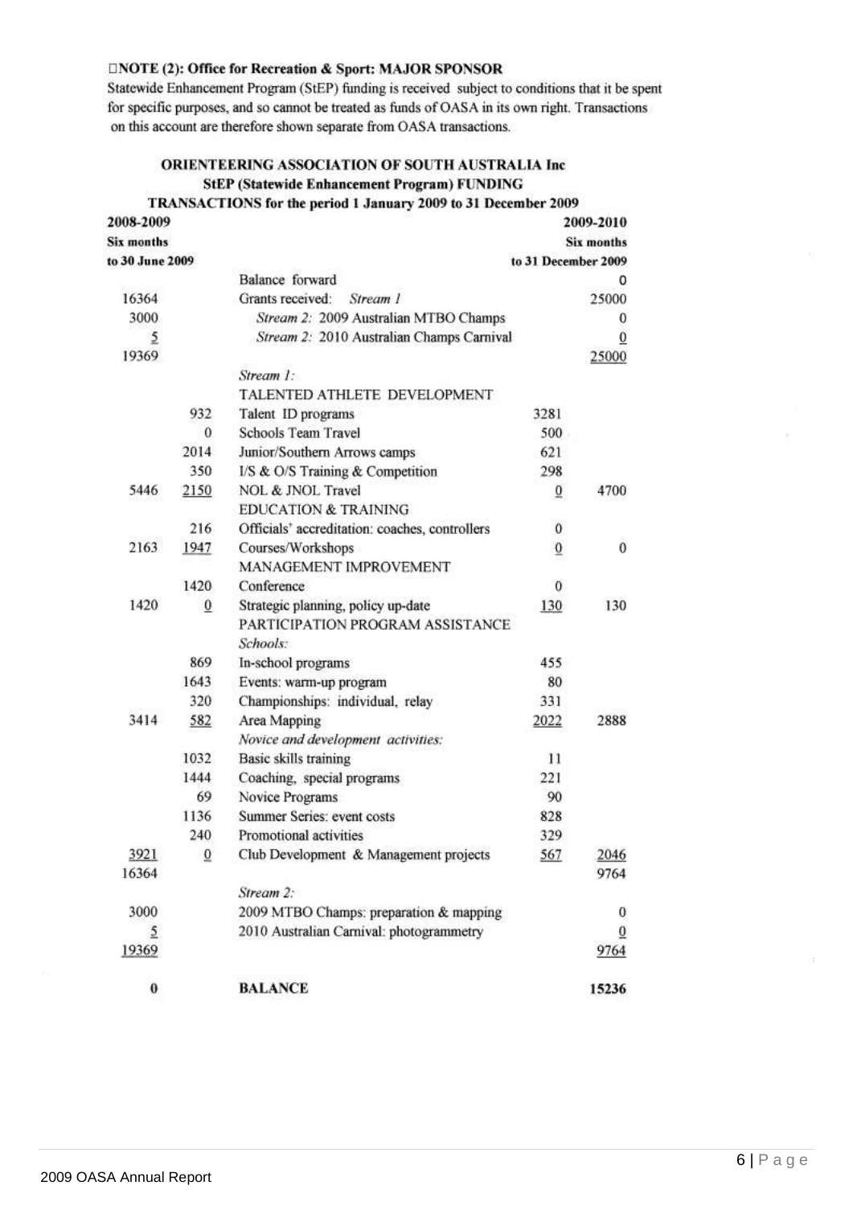**NOTE (2): Office for Recreation & Sport: MAJOR SPONSOR**

Statewide Enhancement Program (StEP) funding is received subject to conditions that it be spent for specific purposes, and so cannot be treated as funds of OASA in its own right. Transactions on this account are therefore shown separate from OASA transactions.

**ORIENTEERING ASSOCIATION OF SOUTH AUSTRALIA Inc**
**StEP (Statewide Enhancement Program) FUNDING**
**TRANSACTIONS for the period 1 January 2009 to 31 December 2009**

| 2008-2009 Six months to 30 June 2009 | | | | 2009-2010 Six months to 31 December 2009 |
|---|---|---|---|---|
| | | Balance forward | | 0 |
| 16364 | | Grants received: *Stream 1* | | 25000 |
| 3000 | | *Stream 2: 2009 Australian MTBO Champs* | | 0 |
| 5 | | *Stream 2: 2010 Australian Champs Carnival* | | 0 |
| 19369 | | | | 25000 |
| | | *Stream 1:* | | |
| | | TALENTED ATHLETE DEVELOPMENT | | |
| | 932 | Talent ID programs | 3281 | |
| | 0 | Schools Team Travel | 500 | |
| | 2014 | Junior/Southern Arrows camps | 621 | |
| | 350 | I/S & O/S Training & Competition | 298 | |
| 5446 | 2150 | NOL & JNOL Travel | 0 | 4700 |
| | | EDUCATION & TRAINING | | |
| | 216 | Officials' accreditation: coaches, controllers | 0 | |
| 2163 | 1947 | Courses/Workshops | 0 | 0 |
| | | MANAGEMENT IMPROVEMENT | | |
| | 1420 | Conference | 0 | |
| 1420 | 0 | Strategic planning, policy up-date | 130 | 130 |
| | | PARTICIPATION PROGRAM ASSISTANCE | | |
| | | *Schools:* | | |
| | 869 | In-school programs | 455 | |
| | 1643 | Events: warm-up program | 80 | |
| | 320 | Championships: individual, relay | 331 | |
| 3414 | 582 | Area Mapping | 2022 | 2888 |
| | | *Novice and development activities:* | | |
| | 1032 | Basic skills training | 11 | |
| | 1444 | Coaching, special programs | 221 | |
| | 69 | Novice Programs | 90 | |
| | 1136 | Summer Series: event costs | 828 | |
| | 240 | Promotional activities | 329 | |
| 3921 | 0 | Club Development & Management projects | 567 | 2046 |
| 16364 | | | | 9764 |
| | | *Stream 2:* | | |
| 3000 | | 2009 MTBO Champs: preparation & mapping | | 0 |
| 5 | | 2010 Australian Carnival: photogrammetry | | 0 |
| 19369 | | | | 9764 |
| **0** | | **BALANCE** | | **15236** |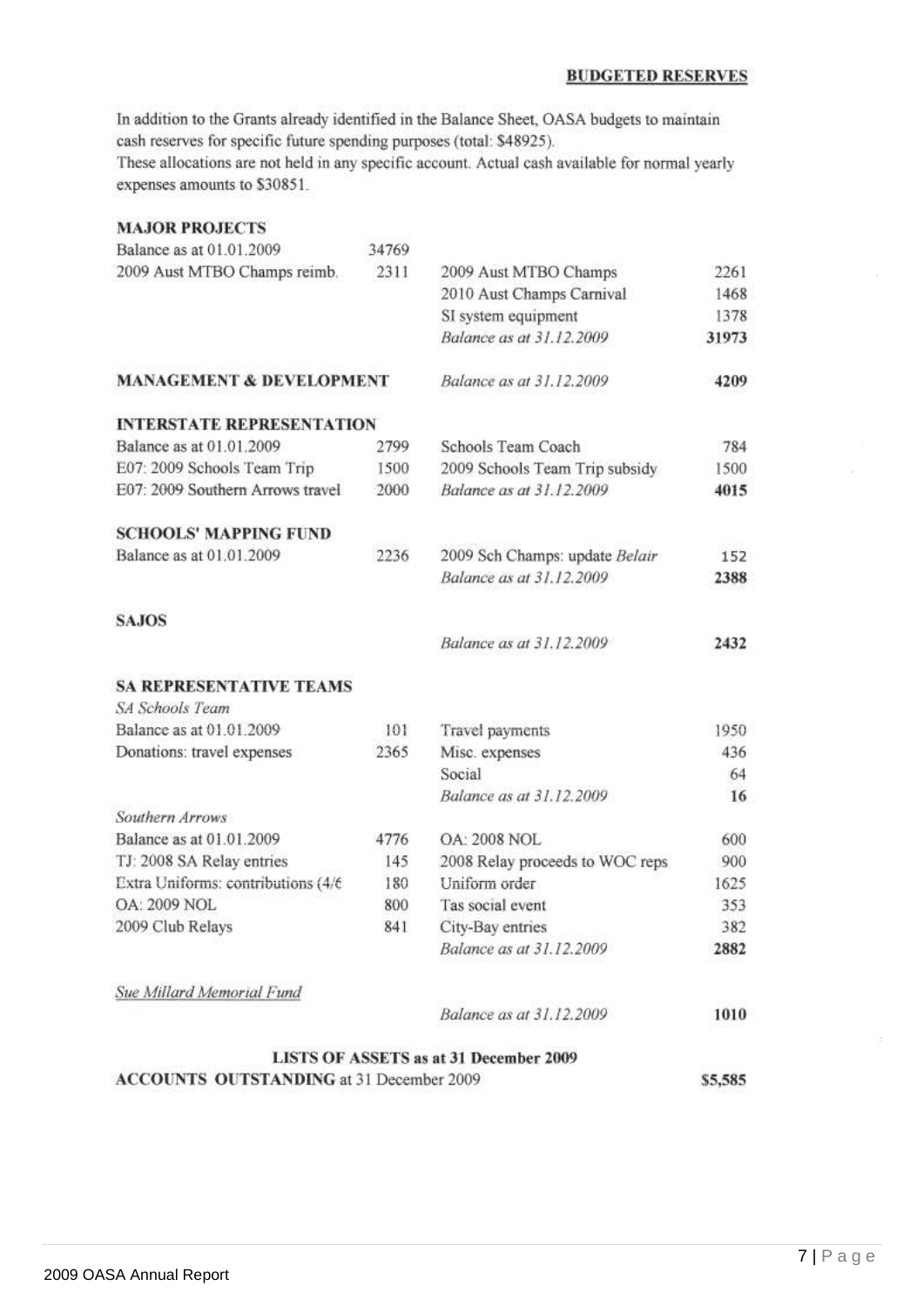## BUDGETED RESERVES

In addition to the Grants already identified in the Balance Sheet, OASA budgets to maintain cash reserves for specific future spending purposes (total: $48925).
These allocations are not held in any specific account. Actual cash available for normal yearly expenses amounts to $30851.

### MAJOR PROJECTS

| | | | |
|---|---|---|---|
| Balance as at 01.01.2009 | 34769 | | |
| 2009 Aust MTBO Champs reimb. | 2311 | 2009 Aust MTBO Champs | 2261 |
| | | 2010 Aust Champs Carnival | 1468 |
| | | SI system equipment | 1378 |
| | | *Balance as at 31.12.2009* | **31973** |

### MANAGEMENT & DEVELOPMENT

| | | | |
|---|---|---|---|
| | | *Balance as at 31.12.2009* | **4209** |

### INTERSTATE REPRESENTATION

| | | | |
|---|---|---|---|
| Balance as at 01.01.2009 | 2799 | Schools Team Coach | 784 |
| E07: 2009 Schools Team Trip | 1500 | 2009 Schools Team Trip subsidy | 1500 |
| E07: 2009 Southern Arrows travel | 2000 | *Balance as at 31.12.2009* | **4015** |

### SCHOOLS' MAPPING FUND

| | | | |
|---|---|---|---|
| Balance as at 01.01.2009 | 2236 | 2009 Sch Champs: update *Belair* | 152 |
| | | *Balance as at 31.12.2009* | **2388** |

### SAJOS

| | | | |
|---|---|---|---|
| | | *Balance as at 31.12.2009* | **2432** |

### SA REPRESENTATIVE TEAMS

*SA Schools Team*

| | | | |
|---|---|---|---|
| Balance as at 01.01.2009 | 101 | Travel payments | 1950 |
| Donations: travel expenses | 2365 | Misc. expenses | 436 |
| | | Social | 64 |
| | | *Balance as at 31.12.2009* | **16** |

*Southern Arrows*

| | | | |
|---|---|---|---|
| Balance as at 01.01.2009 | 4776 | OA: 2008 NOL | 600 |
| TJ: 2008 SA Relay entries | 145 | 2008 Relay proceeds to WOC reps | 900 |
| Extra Uniforms: contributions (4/€ | 180 | Uniform order | 1625 |
| OA: 2009 NOL | 800 | Tas social event | 353 |
| 2009 Club Relays | 841 | City-Bay entries | 382 |
| | | *Balance as at 31.12.2009* | **2882** |

<u>*Sue Millard Memorial Fund*</u>

| | | | |
|---|---|---|---|
| | | *Balance as at 31.12.2009* | **1010** |

**LISTS OF ASSETS as at 31 December 2009**

**ACCOUNTS OUTSTANDING** at 31 December 2009 **$5,585**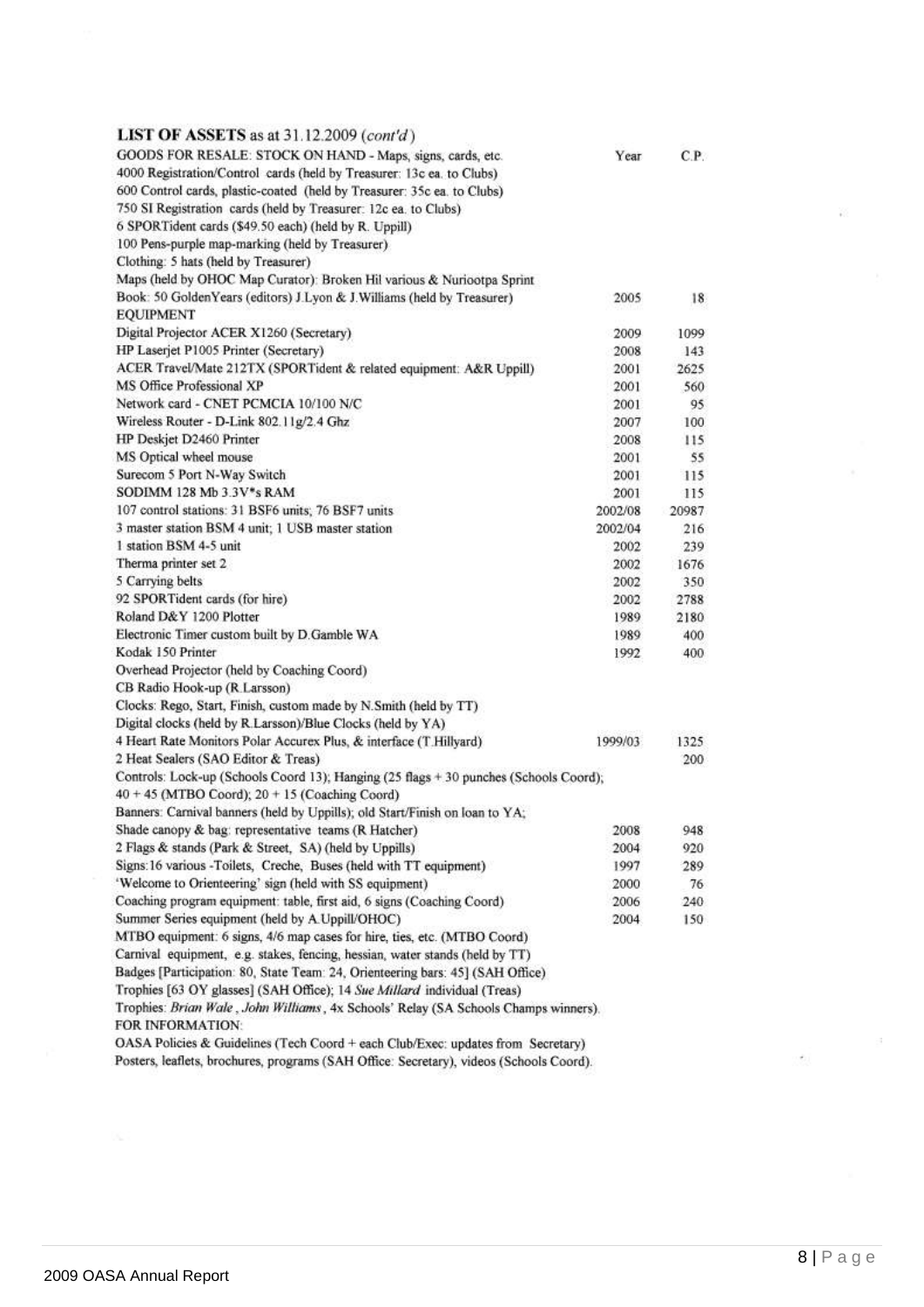**LIST OF ASSETS** as at 31.12.2009 (*cont'd*)

| GOODS FOR RESALE: STOCK ON HAND - Maps, signs, cards, etc. | Year | C.P. |
|---|---|---|
| 4000 Registration/Control cards (held by Treasurer: 13c ea. to Clubs) | | |
| 600 Control cards, plastic-coated (held by Treasurer: 35c ea. to Clubs) | | |
| 750 SI Registration cards (held by Treasurer: 12c ea. to Clubs) | | |
| 6 SPORTident cards ($49.50 each) (held by R. Uppill) | | |
| 100 Pens-purple map-marking (held by Treasurer) | | |
| Clothing: 5 hats (held by Treasurer) | | |
| Maps (held by OHOC Map Curator): Broken Hil various & Nuriootpa Sprint | | |
| Book: 50 GoldenYears (editors) J.Lyon & J.Williams (held by Treasurer) | 2005 | 18 |
| EQUIPMENT | | |
| Digital Projector ACER X1260 (Secretary) | 2009 | 1099 |
| HP Laserjet P1005 Printer (Secretary) | 2008 | 143 |
| ACER TravelMate 212TX (SPORTident & related equipment: A&R Uppill) | 2001 | 2625 |
| MS Office Professional XP | 2001 | 560 |
| Network card - CNET PCMCIA 10/100 N/C | 2001 | 95 |
| Wireless Router - D-Link 802.11g/2.4 Ghz | 2007 | 100 |
| HP Deskjet D2460 Printer | 2008 | 115 |
| MS Optical wheel mouse | 2001 | 55 |
| Surecom 5 Port N-Way Switch | 2001 | 115 |
| SODIMM 128 Mb 3.3V*s RAM | 2001 | 115 |
| 107 control stations: 31 BSF6 units; 76 BSF7 units | 2002/08 | 20987 |
| 3 master station BSM 4 unit; 1 USB master station | 2002/04 | 216 |
| 1 station BSM 4-5 unit | 2002 | 239 |
| Therma printer set 2 | 2002 | 1676 |
| 5 Carrying belts | 2002 | 350 |
| 92 SPORTident cards (for hire) | 2002 | 2788 |
| Roland D&Y 1200 Plotter | 1989 | 2180 |
| Electronic Timer custom built by D.Gamble WA | 1989 | 400 |
| Kodak 150 Printer | 1992 | 400 |
| Overhead Projector (held by Coaching Coord) | | |
| CB Radio Hook-up (R.Larsson) | | |
| Clocks: Rego, Start, Finish, custom made by N.Smith (held by TT) | | |
| Digital clocks (held by R.Larsson)/Blue Clocks (held by YA) | | |
| 4 Heart Rate Monitors Polar Accurex Plus, & interface (T.Hillyard) | 1999/03 | 1325 |
| 2 Heat Sealers (SAO Editor & Treas) | | 200 |
| Controls: Lock-up (Schools Coord 13); Hanging (25 flags + 30 punches (Schools Coord); 40 + 45 (MTBO Coord); 20 + 15 (Coaching Coord) | | |
| Banners: Carnival banners (held by Uppills); old Start/Finish on loan to YA; | | |
| Shade canopy & bag: representative teams (R Hatcher) | 2008 | 948 |
| 2 Flags & stands (Park & Street, SA) (held by Uppills) | 2004 | 920 |
| Signs:16 various -Toilets, Creche, Buses (held with TT equipment) | 1997 | 289 |
| 'Welcome to Orienteering' sign (held with SS equipment) | 2000 | 76 |
| Coaching program equipment: table, first aid, 6 signs (Coaching Coord) | 2006 | 240 |
| Summer Series equipment (held by A.Uppill/OHOC) | 2004 | 150 |
| MTBO equipment: 6 signs, 4/6 map cases for hire, ties, etc. (MTBO Coord) | | |
| Carnival equipment, e.g. stakes, fencing, hessian, water stands (held by TT) | | |
| Badges [Participation: 80, State Team: 24, Orienteering bars: 45] (SAH Office) | | |
| Trophies [63 OY glasses] (SAH Office); 14 *Sue Millard* individual (Treas) | | |
| Trophies: *Brian Wale*, *John Williams*, 4x Schools' Relay (SA Schools Champs winners). | | |
| FOR INFORMATION: | | |
| OASA Policies & Guidelines (Tech Coord + each Club/Exec: updates from Secretary) | | |
| Posters, leaflets, brochures, programs (SAH Office: Secretary), videos (Schools Coord). | | |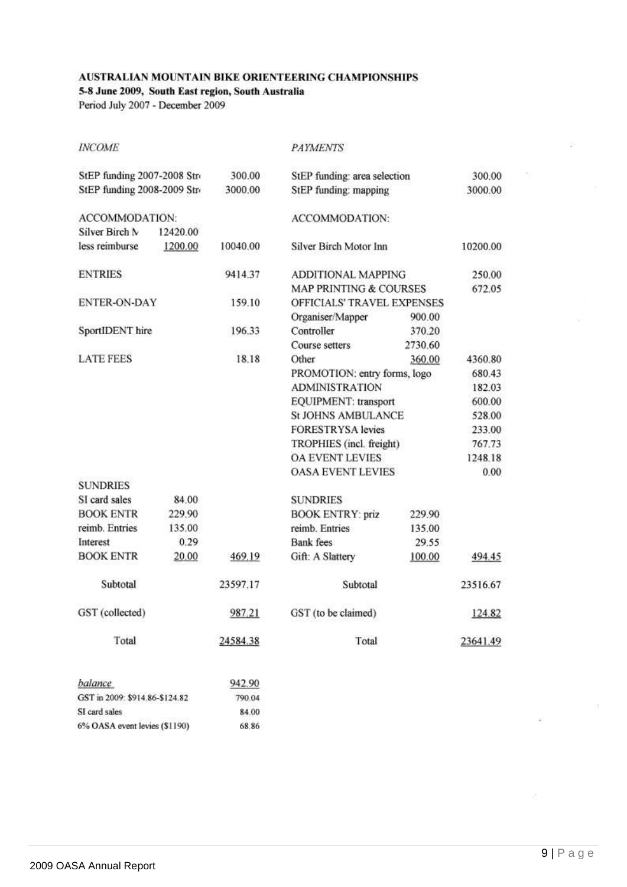**AUSTRALIAN MOUNTAIN BIKE ORIENTEERING CHAMPIONSHIPS**

**5-8 June 2009, South East region, South Australia**

Period July 2007 - December 2009

| *INCOME* | | | *PAYMENTS* | | |
|---|---|---|---|---|---|
| StEP funding 2007-2008 Str | | 300.00 | StEP funding: area selection | | 300.00 |
| StEP funding 2008-2009 Str | | 3000.00 | StEP funding: mapping | | 3000.00 |
| ACCOMMODATION: | | | ACCOMMODATION: | | |
| Silver Birch M | 12420.00 | | | | |
| less reimburse | 1200.00 | 10040.00 | Silver Birch Motor Inn | | 10200.00 |
| ENTRIES | | 9414.37 | ADDITIONAL MAPPING | | 250.00 |
| | | | MAP PRINTING & COURSES | | 672.05 |
| ENTER-ON-DAY | | 159.10 | OFFICIALS' TRAVEL EXPENSES | | |
| | | | Organiser/Mapper | 900.00 | |
| SportIDENT hire | | 196.33 | Controller | 370.20 | |
| | | | Course setters | 2730.60 | |
| LATE FEES | | 18.18 | Other | 360.00 | 4360.80 |
| | | | PROMOTION: entry forms, logo | | 680.43 |
| | | | ADMINISTRATION | | 182.03 |
| | | | EQUIPMENT: transport | | 600.00 |
| | | | St JOHNS AMBULANCE | | 528.00 |
| | | | FORESTRYSA levies | | 233.00 |
| | | | TROPHIES (incl. freight) | | 767.73 |
| | | | OA EVENT LEVIES | | 1248.18 |
| | | | OASA EVENT LEVIES | | 0.00 |
| SUNDRIES | | | SUNDRIES | | |
| SI card sales | 84.00 | | | | |
| BOOK ENTR | 229.90 | | BOOK ENTRY: priz | 229.90 | |
| reimb. Entries | 135.00 | | reimb. Entries | 135.00 | |
| Interest | 0.29 | | Bank fees | 29.55 | |
| BOOK ENTR | 20.00 | 469.19 | Gift: A Slattery | 100.00 | 494.45 |
| Subtotal | | 23597.17 | Subtotal | | 23516.67 |
| GST (collected) | | 987.21 | GST (to be claimed) | | 124.82 |
| Total | | 24584.38 | Total | | 23641.49 |

| *balance* | 942.90 |
|---|---|
| GST in 2009: $914.86-$124.82 | 790.04 |
| SI card sales | 84.00 |
| 6% OASA event levies ($1190) | 68.86 |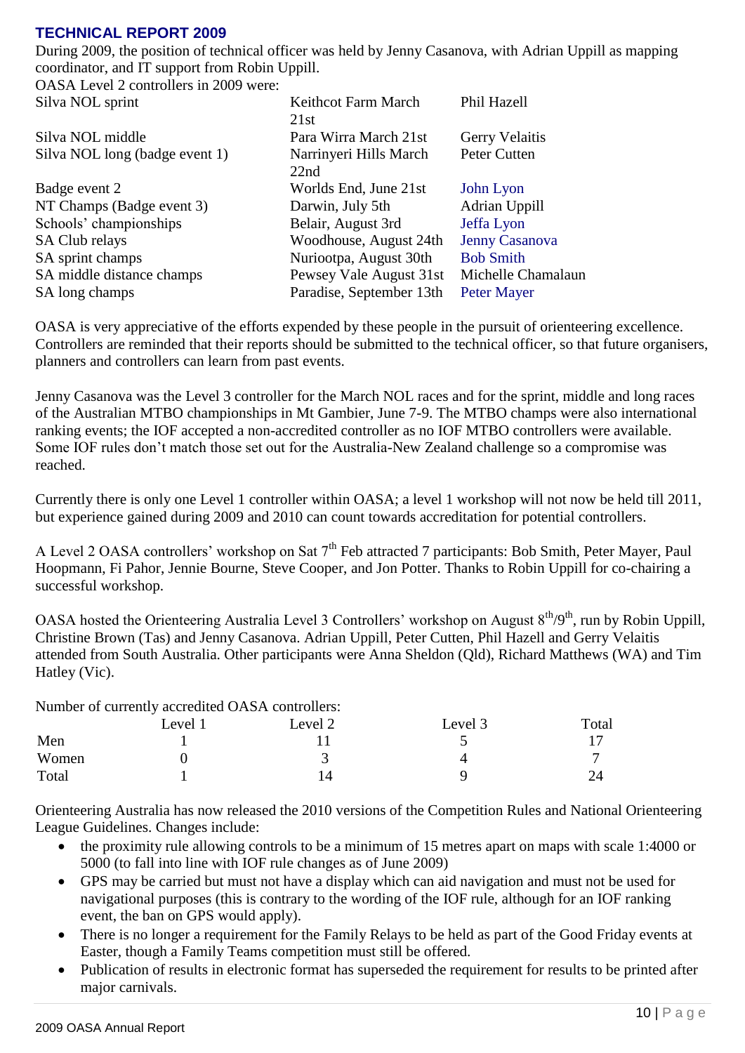## TECHNICAL REPORT 2009

During 2009, the position of technical officer was held by Jenny Casanova, with Adrian Uppill as mapping coordinator, and IT support from Robin Uppill.

OASA Level 2 controllers in 2009 were:

| | | |
|---|---|---|
| Silva NOL sprint | Keithcot Farm March 21st | Phil Hazell |
| Silva NOL middle | Para Wirra March 21st | Gerry Velaitis |
| Silva NOL long (badge event 1) | Narrinyeri Hills March 22nd | Peter Cutten |
| Badge event 2 | Worlds End, June 21st | John Lyon |
| NT Champs (Badge event 3) | Darwin, July 5th | Adrian Uppill |
| Schools' championships | Belair, August 3rd | Jeffa Lyon |
| SA Club relays | Woodhouse, August 24th | Jenny Casanova |
| SA sprint champs | Nuriootpa, August 30th | Bob Smith |
| SA middle distance champs | Pewsey Vale August 31st | Michelle Chamalaun |
| SA long champs | Paradise, September 13th | Peter Mayer |

OASA is very appreciative of the efforts expended by these people in the pursuit of orienteering excellence. Controllers are reminded that their reports should be submitted to the technical officer, so that future organisers, planners and controllers can learn from past events.

Jenny Casanova was the Level 3 controller for the March NOL races and for the sprint, middle and long races of the Australian MTBO championships in Mt Gambier, June 7-9. The MTBO champs were also international ranking events; the IOF accepted a non-accredited controller as no IOF MTBO controllers were available. Some IOF rules don't match those set out for the Australia-New Zealand challenge so a compromise was reached.

Currently there is only one Level 1 controller within OASA; a level 1 workshop will not now be held till 2011, but experience gained during 2009 and 2010 can count towards accreditation for potential controllers.

A Level 2 OASA controllers' workshop on Sat 7th Feb attracted 7 participants: Bob Smith, Peter Mayer, Paul Hoopmann, Fi Pahor, Jennie Bourne, Steve Cooper, and Jon Potter. Thanks to Robin Uppill for co-chairing a successful workshop.

OASA hosted the Orienteering Australia Level 3 Controllers' workshop on August 8th/9th, run by Robin Uppill, Christine Brown (Tas) and Jenny Casanova. Adrian Uppill, Peter Cutten, Phil Hazell and Gerry Velaitis attended from South Australia. Other participants were Anna Sheldon (Qld), Richard Matthews (WA) and Tim Hatley (Vic).

Number of currently accredited OASA controllers:

| | Level 1 | Level 2 | Level 3 | Total |
|---|---|---|---|---|
| Men | 1 | 11 | 5 | 17 |
| Women | 0 | 3 | 4 | 7 |
| Total | 1 | 14 | 9 | 24 |

Orienteering Australia has now released the 2010 versions of the Competition Rules and National Orienteering League Guidelines. Changes include:

- the proximity rule allowing controls to be a minimum of 15 metres apart on maps with scale 1:4000 or 5000 (to fall into line with IOF rule changes as of June 2009)
- GPS may be carried but must not have a display which can aid navigation and must not be used for navigational purposes (this is contrary to the wording of the IOF rule, although for an IOF ranking event, the ban on GPS would apply).
- There is no longer a requirement for the Family Relays to be held as part of the Good Friday events at Easter, though a Family Teams competition must still be offered.
- Publication of results in electronic format has superseded the requirement for results to be printed after major carnivals.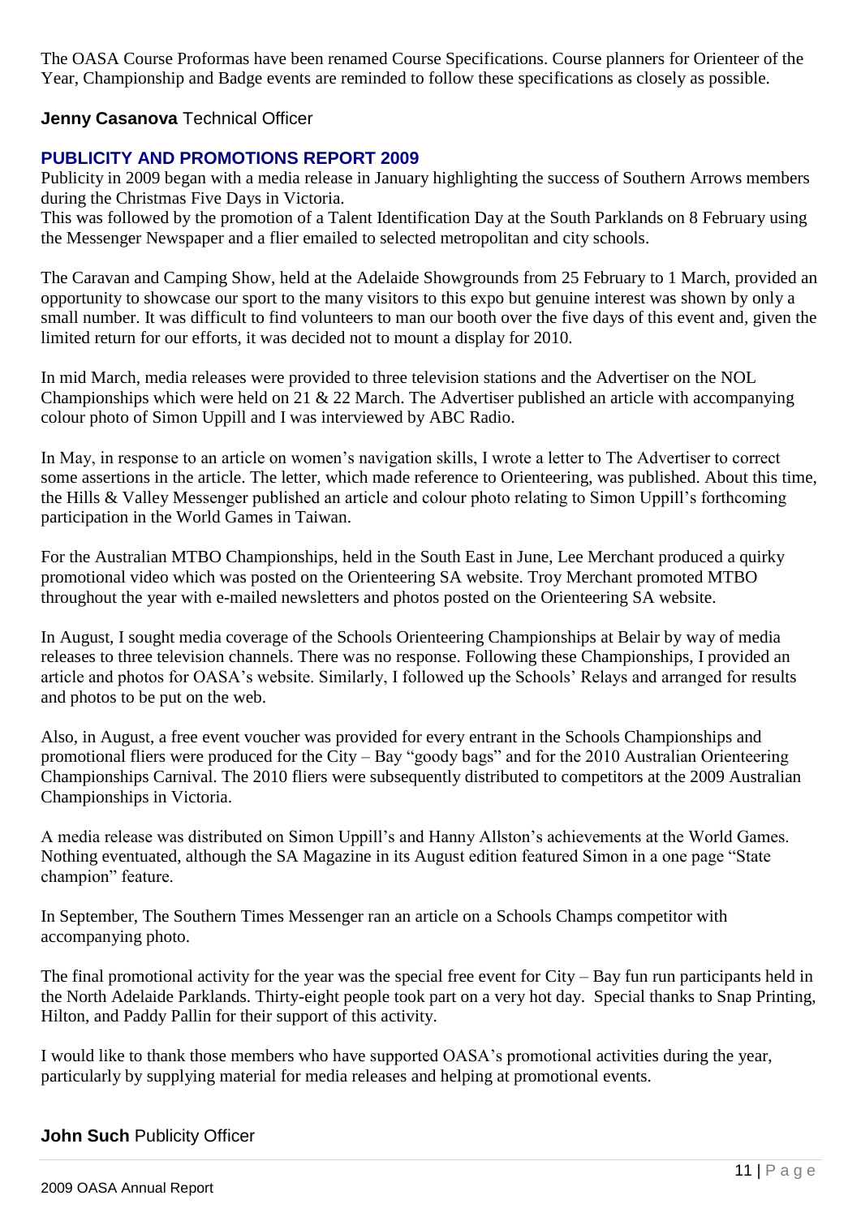The OASA Course Proformas have been renamed Course Specifications. Course planners for Orienteer of the Year, Championship and Badge events are reminded to follow these specifications as closely as possible.

**Jenny Casanova** Technical Officer

## PUBLICITY AND PROMOTIONS REPORT 2009

Publicity in 2009 began with a media release in January highlighting the success of Southern Arrows members during the Christmas Five Days in Victoria.

This was followed by the promotion of a Talent Identification Day at the South Parklands on 8 February using the Messenger Newspaper and a flier emailed to selected metropolitan and city schools.

The Caravan and Camping Show, held at the Adelaide Showgrounds from 25 February to 1 March, provided an opportunity to showcase our sport to the many visitors to this expo but genuine interest was shown by only a small number. It was difficult to find volunteers to man our booth over the five days of this event and, given the limited return for our efforts, it was decided not to mount a display for 2010.

In mid March, media releases were provided to three television stations and the Advertiser on the NOL Championships which were held on 21 & 22 March. The Advertiser published an article with accompanying colour photo of Simon Uppill and I was interviewed by ABC Radio.

In May, in response to an article on women's navigation skills, I wrote a letter to The Advertiser to correct some assertions in the article. The letter, which made reference to Orienteering, was published. About this time, the Hills & Valley Messenger published an article and colour photo relating to Simon Uppill's forthcoming participation in the World Games in Taiwan.

For the Australian MTBO Championships, held in the South East in June, Lee Merchant produced a quirky promotional video which was posted on the Orienteering SA website. Troy Merchant promoted MTBO throughout the year with e-mailed newsletters and photos posted on the Orienteering SA website.

In August, I sought media coverage of the Schools Orienteering Championships at Belair by way of media releases to three television channels. There was no response. Following these Championships, I provided an article and photos for OASA's website. Similarly, I followed up the Schools' Relays and arranged for results and photos to be put on the web.

Also, in August, a free event voucher was provided for every entrant in the Schools Championships and promotional fliers were produced for the City – Bay "goody bags" and for the 2010 Australian Orienteering Championships Carnival. The 2010 fliers were subsequently distributed to competitors at the 2009 Australian Championships in Victoria.

A media release was distributed on Simon Uppill's and Hanny Allston's achievements at the World Games. Nothing eventuated, although the SA Magazine in its August edition featured Simon in a one page "State champion" feature.

In September, The Southern Times Messenger ran an article on a Schools Champs competitor with accompanying photo.

The final promotional activity for the year was the special free event for City – Bay fun run participants held in the North Adelaide Parklands. Thirty-eight people took part on a very hot day. Special thanks to Snap Printing, Hilton, and Paddy Pallin for their support of this activity.

I would like to thank those members who have supported OASA's promotional activities during the year, particularly by supplying material for media releases and helping at promotional events.

**John Such** Publicity Officer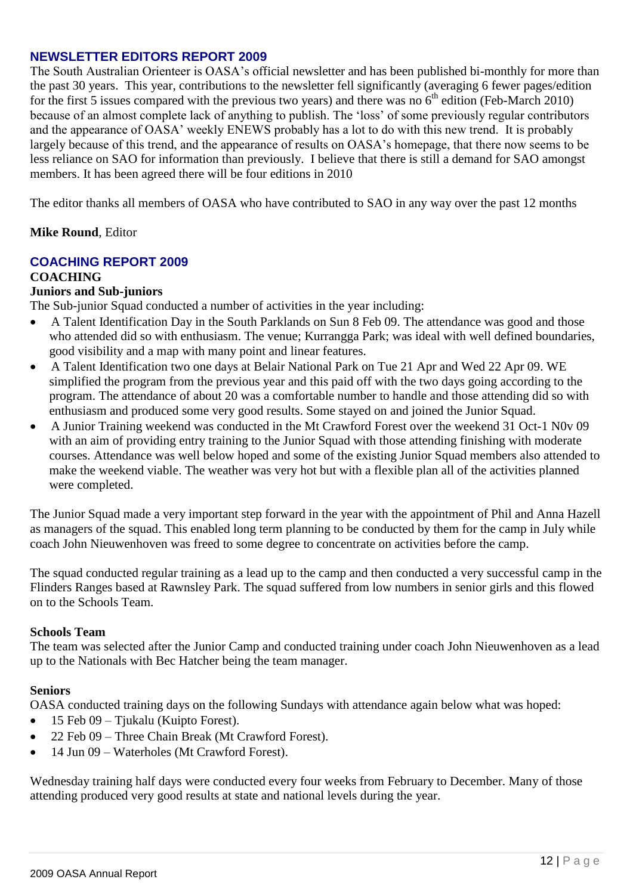## NEWSLETTER EDITORS REPORT 2009

The South Australian Orienteer is OASA's official newsletter and has been published bi-monthly for more than the past 30 years. This year, contributions to the newsletter fell significantly (averaging 6 fewer pages/edition for the first 5 issues compared with the previous two years) and there was no 6th edition (Feb-March 2010) because of an almost complete lack of anything to publish. The 'loss' of some previously regular contributors and the appearance of OASA' weekly ENEWS probably has a lot to do with this new trend. It is probably largely because of this trend, and the appearance of results on OASA's homepage, that there now seems to be less reliance on SAO for information than previously. I believe that there is still a demand for SAO amongst members. It has been agreed there will be four editions in 2010

The editor thanks all members of OASA who have contributed to SAO in any way over the past 12 months

**Mike Round**, Editor

## COACHING REPORT 2009

**COACHING**

**Juniors and Sub-juniors**

The Sub-junior Squad conducted a number of activities in the year including:

- A Talent Identification Day in the South Parklands on Sun 8 Feb 09. The attendance was good and those who attended did so with enthusiasm. The venue; Kurrangga Park; was ideal with well defined boundaries, good visibility and a map with many point and linear features.
- A Talent Identification two one days at Belair National Park on Tue 21 Apr and Wed 22 Apr 09. WE simplified the program from the previous year and this paid off with the two days going according to the program. The attendance of about 20 was a comfortable number to handle and those attending did so with enthusiasm and produced some very good results. Some stayed on and joined the Junior Squad.
- A Junior Training weekend was conducted in the Mt Crawford Forest over the weekend 31 Oct-1 N0v 09 with an aim of providing entry training to the Junior Squad with those attending finishing with moderate courses. Attendance was well below hoped and some of the existing Junior Squad members also attended to make the weekend viable. The weather was very hot but with a flexible plan all of the activities planned were completed.

The Junior Squad made a very important step forward in the year with the appointment of Phil and Anna Hazell as managers of the squad. This enabled long term planning to be conducted by them for the camp in July while coach John Nieuwenhoven was freed to some degree to concentrate on activities before the camp.

The squad conducted regular training as a lead up to the camp and then conducted a very successful camp in the Flinders Ranges based at Rawnsley Park. The squad suffered from low numbers in senior girls and this flowed on to the Schools Team.

**Schools Team**

The team was selected after the Junior Camp and conducted training under coach John Nieuwenhoven as a lead up to the Nationals with Bec Hatcher being the team manager.

**Seniors**

OASA conducted training days on the following Sundays with attendance again below what was hoped:

- 15 Feb 09 – Tjukalu (Kuipto Forest).
- 22 Feb 09 – Three Chain Break (Mt Crawford Forest).
- 14 Jun 09 – Waterholes (Mt Crawford Forest).

Wednesday training half days were conducted every four weeks from February to December. Many of those attending produced very good results at state and national levels during the year.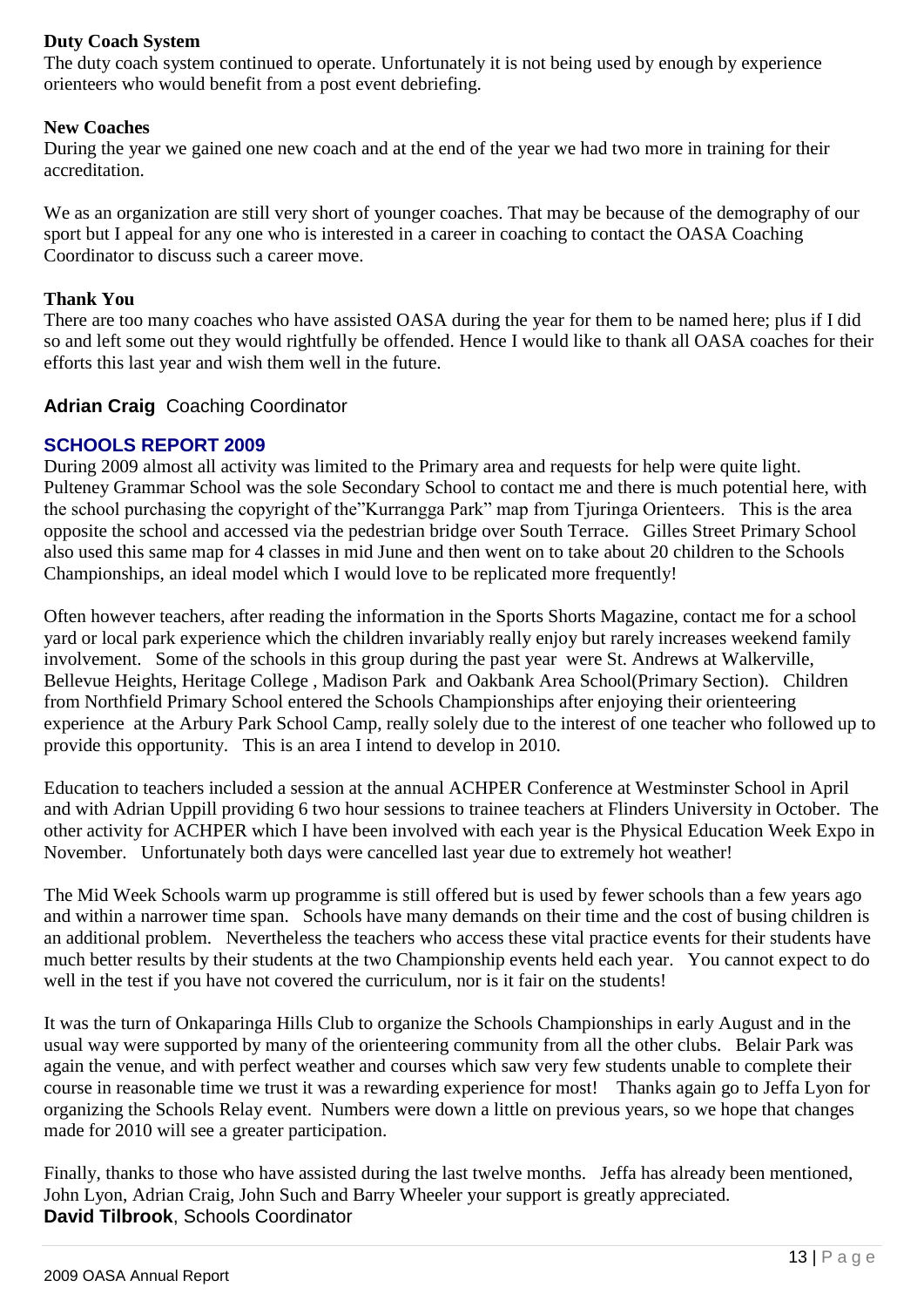### Duty Coach System

The duty coach system continued to operate. Unfortunately it is not being used by enough by experience orienteers who would benefit from a post event debriefing.

### New Coaches

During the year we gained one new coach and at the end of the year we had two more in training for their accreditation.

We as an organization are still very short of younger coaches. That may be because of the demography of our sport but I appeal for any one who is interested in a career in coaching to contact the OASA Coaching Coordinator to discuss such a career move.

### Thank You

There are too many coaches who have assisted OASA during the year for them to be named here; plus if I did so and left some out they would rightfully be offended. Hence I would like to thank all OASA coaches for their efforts this last year and wish them well in the future.

**Adrian Craig** Coaching Coordinator

## SCHOOLS REPORT 2009

During 2009 almost all activity was limited to the Primary area and requests for help were quite light. Pulteney Grammar School was the sole Secondary School to contact me and there is much potential here, with the school purchasing the copyright of the"Kurrangga Park" map from Tjuringa Orienteers. This is the area opposite the school and accessed via the pedestrian bridge over South Terrace. Gilles Street Primary School also used this same map for 4 classes in mid June and then went on to take about 20 children to the Schools Championships, an ideal model which I would love to be replicated more frequently!

Often however teachers, after reading the information in the Sports Shorts Magazine, contact me for a school yard or local park experience which the children invariably really enjoy but rarely increases weekend family involvement. Some of the schools in this group during the past year were St. Andrews at Walkerville, Bellevue Heights, Heritage College , Madison Park and Oakbank Area School(Primary Section). Children from Northfield Primary School entered the Schools Championships after enjoying their orienteering experience at the Arbury Park School Camp, really solely due to the interest of one teacher who followed up to provide this opportunity. This is an area I intend to develop in 2010.

Education to teachers included a session at the annual ACHPER Conference at Westminster School in April and with Adrian Uppill providing 6 two hour sessions to trainee teachers at Flinders University in October. The other activity for ACHPER which I have been involved with each year is the Physical Education Week Expo in November. Unfortunately both days were cancelled last year due to extremely hot weather!

The Mid Week Schools warm up programme is still offered but is used by fewer schools than a few years ago and within a narrower time span. Schools have many demands on their time and the cost of busing children is an additional problem. Nevertheless the teachers who access these vital practice events for their students have much better results by their students at the two Championship events held each year. You cannot expect to do well in the test if you have not covered the curriculum, nor is it fair on the students!

It was the turn of Onkaparinga Hills Club to organize the Schools Championships in early August and in the usual way were supported by many of the orienteering community from all the other clubs. Belair Park was again the venue, and with perfect weather and courses which saw very few students unable to complete their course in reasonable time we trust it was a rewarding experience for most! Thanks again go to Jeffa Lyon for organizing the Schools Relay event. Numbers were down a little on previous years, so we hope that changes made for 2010 will see a greater participation.

Finally, thanks to those who have assisted during the last twelve months. Jeffa has already been mentioned, John Lyon, Adrian Craig, John Such and Barry Wheeler your support is greatly appreciated.
**David Tilbrook**, Schools Coordinator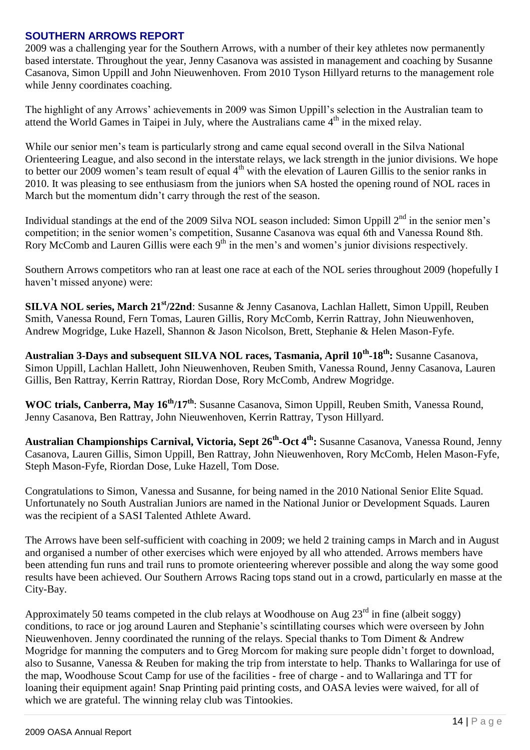## SOUTHERN ARROWS REPORT

2009 was a challenging year for the Southern Arrows, with a number of their key athletes now permanently based interstate. Throughout the year, Jenny Casanova was assisted in management and coaching by Susanne Casanova, Simon Uppill and John Nieuwenhoven. From 2010 Tyson Hillyard returns to the management role while Jenny coordinates coaching.

The highlight of any Arrows' achievements in 2009 was Simon Uppill's selection in the Australian team to attend the World Games in Taipei in July, where the Australians came 4th in the mixed relay.

While our senior men's team is particularly strong and came equal second overall in the Silva National Orienteering League, and also second in the interstate relays, we lack strength in the junior divisions. We hope to better our 2009 women's team result of equal 4th with the elevation of Lauren Gillis to the senior ranks in 2010. It was pleasing to see enthusiasm from the juniors when SA hosted the opening round of NOL races in March but the momentum didn't carry through the rest of the season.

Individual standings at the end of the 2009 Silva NOL season included: Simon Uppill 2nd in the senior men's competition; in the senior women's competition, Susanne Casanova was equal 6th and Vanessa Round 8th. Rory McComb and Lauren Gillis were each 9th in the men's and women's junior divisions respectively.

Southern Arrows competitors who ran at least one race at each of the NOL series throughout 2009 (hopefully I haven't missed anyone) were:

**SILVA NOL series, March 21st/22nd**: Susanne & Jenny Casanova, Lachlan Hallett, Simon Uppill, Reuben Smith, Vanessa Round, Fern Tomas, Lauren Gillis, Rory McComb, Kerrin Rattray, John Nieuwenhoven, Andrew Mogridge, Luke Hazell, Shannon & Jason Nicolson, Brett, Stephanie & Helen Mason-Fyfe.

**Australian 3-Days and subsequent SILVA NOL races, Tasmania, April 10th-18th:** Susanne Casanova, Simon Uppill, Lachlan Hallett, John Nieuwenhoven, Reuben Smith, Vanessa Round, Jenny Casanova, Lauren Gillis, Ben Rattray, Kerrin Rattray, Riordan Dose, Rory McComb, Andrew Mogridge.

**WOC trials, Canberra, May 16th/17th**: Susanne Casanova, Simon Uppill, Reuben Smith, Vanessa Round, Jenny Casanova, Ben Rattray, John Nieuwenhoven, Kerrin Rattray, Tyson Hillyard.

**Australian Championships Carnival, Victoria, Sept 26th-Oct 4th:** Susanne Casanova, Vanessa Round, Jenny Casanova, Lauren Gillis, Simon Uppill, Ben Rattray, John Nieuwenhoven, Rory McComb, Helen Mason-Fyfe, Steph Mason-Fyfe, Riordan Dose, Luke Hazell, Tom Dose.

Congratulations to Simon, Vanessa and Susanne, for being named in the 2010 National Senior Elite Squad. Unfortunately no South Australian Juniors are named in the National Junior or Development Squads. Lauren was the recipient of a SASI Talented Athlete Award.

The Arrows have been self-sufficient with coaching in 2009; we held 2 training camps in March and in August and organised a number of other exercises which were enjoyed by all who attended. Arrows members have been attending fun runs and trail runs to promote orienteering wherever possible and along the way some good results have been achieved. Our Southern Arrows Racing tops stand out in a crowd, particularly en masse at the City-Bay.

Approximately 50 teams competed in the club relays at Woodhouse on Aug 23rd in fine (albeit soggy) conditions, to race or jog around Lauren and Stephanie's scintillating courses which were overseen by John Nieuwenhoven. Jenny coordinated the running of the relays. Special thanks to Tom Diment & Andrew Mogridge for manning the computers and to Greg Morcom for making sure people didn't forget to download, also to Susanne, Vanessa & Reuben for making the trip from interstate to help. Thanks to Wallaringa for use of the map, Woodhouse Scout Camp for use of the facilities - free of charge - and to Wallaringa and TT for loaning their equipment again! Snap Printing paid printing costs, and OASA levies were waived, for all of which we are grateful. The winning relay club was Tintookies.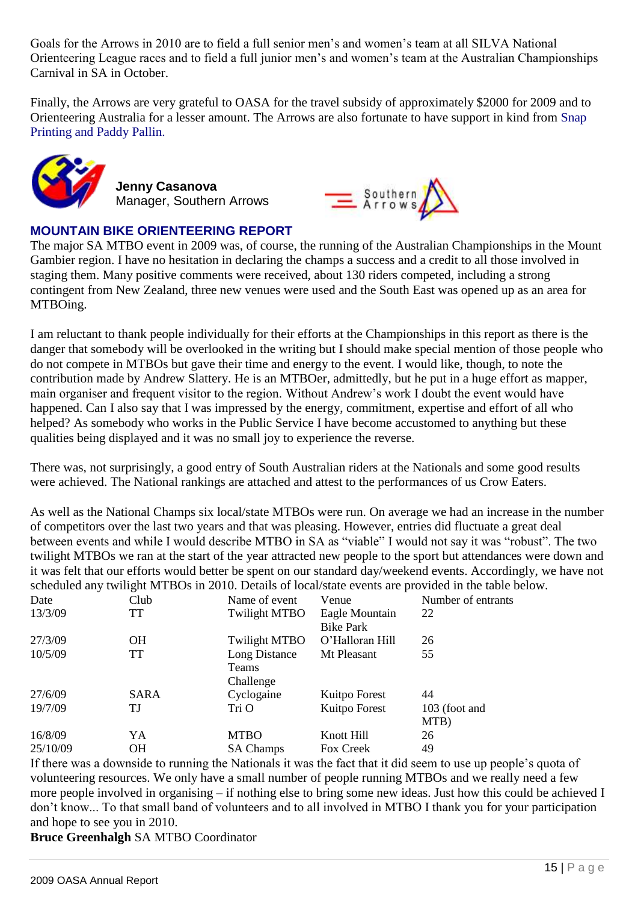Goals for the Arrows in 2010 are to field a full senior men's and women's team at all SILVA National Orienteering League races and to field a full junior men's and women's team at the Australian Championships Carnival in SA in October.

Finally, the Arrows are very grateful to OASA for the travel subsidy of approximately $2000 for 2009 and to Orienteering Australia for a lesser amount. The Arrows are also fortunate to have support in kind from Snap Printing and Paddy Pallin.

**Jenny Casanova**
Manager, Southern Arrows

## MOUNTAIN BIKE ORIENTEERING REPORT

The major SA MTBO event in 2009 was, of course, the running of the Australian Championships in the Mount Gambier region. I have no hesitation in declaring the champs a success and a credit to all those involved in staging them. Many positive comments were received, about 130 riders competed, including a strong contingent from New Zealand, three new venues were used and the South East was opened up as an area for MTBOing.

I am reluctant to thank people individually for their efforts at the Championships in this report as there is the danger that somebody will be overlooked in the writing but I should make special mention of those people who do not compete in MTBOs but gave their time and energy to the event. I would like, though, to note the contribution made by Andrew Slattery. He is an MTBOer, admittedly, but he put in a huge effort as mapper, main organiser and frequent visitor to the region. Without Andrew's work I doubt the event would have happened. Can I also say that I was impressed by the energy, commitment, expertise and effort of all who helped? As somebody who works in the Public Service I have become accustomed to anything but these qualities being displayed and it was no small joy to experience the reverse.

There was, not surprisingly, a good entry of South Australian riders at the Nationals and some good results were achieved. The National rankings are attached and attest to the performances of us Crow Eaters.

As well as the National Champs six local/state MTBOs were run. On average we had an increase in the number of competitors over the last two years and that was pleasing. However, entries did fluctuate a great deal between events and while I would describe MTBO in SA as "viable" I would not say it was "robust". The two twilight MTBOs we ran at the start of the year attracted new people to the sport but attendances were down and it was felt that our efforts would better be spent on our standard day/weekend events. Accordingly, we have not scheduled any twilight MTBOs in 2010. Details of local/state events are provided in the table below.

| Date | Club | Name of event | Venue | Number of entrants |
|---|---|---|---|---|
| 13/3/09 | TT | Twilight MTBO | Eagle Mountain Bike Park | 22 |
| 27/3/09 | OH | Twilight MTBO | O'Halloran Hill | 26 |
| 10/5/09 | TT | Long Distance Teams Challenge | Mt Pleasant | 55 |
| 27/6/09 | SARA | Cyclogaine | Kuitpo Forest | 44 |
| 19/7/09 | TJ | Tri O | Kuitpo Forest | 103 (foot and MTB) |
| 16/8/09 | YA | MTBO | Knott Hill | 26 |
| 25/10/09 | OH | SA Champs | Fox Creek | 49 |

If there was a downside to running the Nationals it was the fact that it did seem to use up people's quota of volunteering resources. We only have a small number of people running MTBOs and we really need a few more people involved in organising – if nothing else to bring some new ideas. Just how this could be achieved I don't know... To that small band of volunteers and to all involved in MTBO I thank you for your participation and hope to see you in 2010.

**Bruce Greenhalgh** SA MTBO Coordinator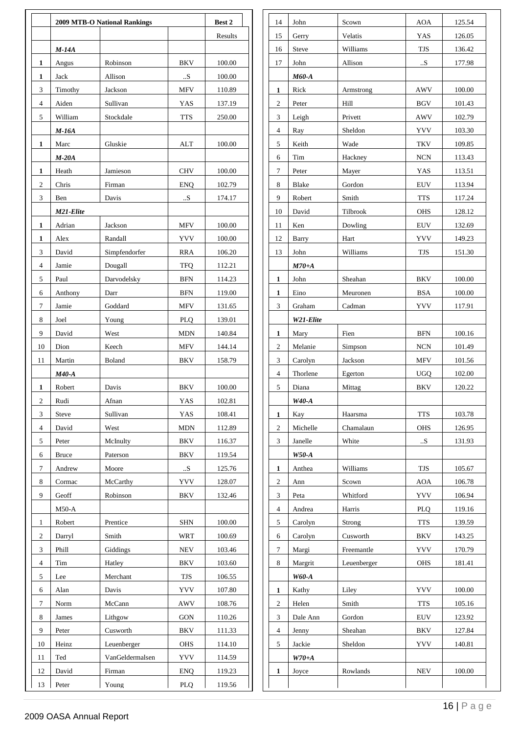## 2009 MTB-O National Rankings

| | 2009 MTB-O National Rankings | | | Best 2 Results |
|---|---|---|---|---|
| | ***M-14A*** | | | |
| **1** | Angus | Robinson | BKV | 100.00 |
| **1** | Jack | Allison | ..S | 100.00 |
| 3 | Timothy | Jackson | MFV | 110.89 |
| 4 | Aiden | Sullivan | YAS | 137.19 |
| 5 | William | Stockdale | TTS | 250.00 |
| | ***M-16A*** | | | |
| **1** | Marc | Gluskie | ALT | 100.00 |
| | ***M-20A*** | | | |
| **1** | Heath | Jamieson | CHV | 100.00 |
| 2 | Chris | Firman | ENQ | 102.79 |
| 3 | Ben | Davis | ..S | 174.17 |
| | ***M21-Elite*** | | | |
| **1** | Adrian | Jackson | MFV | 100.00 |
| **1** | Alex | Randall | YVV | 100.00 |
| 3 | David | Simpfendorfer | RRA | 106.20 |
| 4 | Jamie | Dougall | TFQ | 112.21 |
| 5 | Paul | Darvodelsky | BFN | 114.23 |
| 6 | Anthony | Darr | BFN | 119.00 |
| 7 | Jamie | Goddard | MFV | 131.65 |
| 8 | Joel | Young | PLQ | 139.01 |
| 9 | David | West | MDN | 140.84 |
| 10 | Dion | Keech | MFV | 144.14 |
| 11 | Martin | Boland | BKV | 158.79 |
| | ***M40-A*** | | | |
| **1** | Robert | Davis | BKV | 100.00 |
| 2 | Rudi | Afnan | YAS | 102.81 |
| 3 | Steve | Sullivan | YAS | 108.41 |
| 4 | David | West | MDN | 112.89 |
| 5 | Peter | McInulty | BKV | 116.37 |
| 6 | Bruce | Paterson | BKV | 119.54 |
| 7 | Andrew | Moore | ..S | 125.76 |
| 8 | Cormac | McCarthy | YVV | 128.07 |
| 9 | Geoff | Robinson | BKV | 132.46 |
| | M50-A | | | |
| 1 | Robert | Prentice | SHN | 100.00 |
| 2 | Darryl | Smith | WRT | 100.69 |
| 3 | Phill | Giddings | NEV | 103.46 |
| 4 | Tim | Hatley | BKV | 103.60 |
| 5 | Lee | Merchant | TJS | 106.55 |
| 6 | Alan | Davis | YVV | 107.80 |
| 7 | Norm | McCann | AWV | 108.76 |
| 8 | James | Lithgow | GON | 110.26 |
| 9 | Peter | Cusworth | BKV | 111.33 |
| 10 | Heinz | Leuenberger | OHS | 114.10 |
| 11 | Ted | VanGeldermalsen | YVV | 114.59 |
| 12 | David | Firman | ENQ | 119.23 |
| 13 | Peter | Young | PLQ | 119.56 |
| 14 | John | Scown | AOA | 125.54 |
| 15 | Gerry | Velatis | YAS | 126.05 |
| 16 | Steve | Williams | TJS | 136.42 |
| 17 | John | Allison | ..S | 177.98 |
| | ***M60-A*** | | | |
| **1** | Rick | Armstrong | AWV | 100.00 |
| 2 | Peter | Hill | BGV | 101.43 |
| 3 | Leigh | Privett | AWV | 102.79 |
| 4 | Ray | Sheldon | YVV | 103.30 |
| 5 | Keith | Wade | TKV | 109.85 |
| 6 | Tim | Hackney | NCN | 113.43 |
| 7 | Peter | Mayer | YAS | 113.51 |
| 8 | Blake | Gordon | EUV | 113.94 |
| 9 | Robert | Smith | TTS | 117.24 |
| 10 | David | Tilbrook | OHS | 128.12 |
| 11 | Ken | Dowling | EUV | 132.69 |
| 12 | Barry | Hart | YVV | 149.23 |
| 13 | John | Williams | TJS | 151.30 |
| | ***M70+A*** | | | |
| **1** | John | Sheahan | BKV | 100.00 |
| **1** | Eino | Meuronen | BSA | 100.00 |
| 3 | Graham | Cadman | YVV | 117.91 |
| | ***W21-Elite*** | | | |
| **1** | Mary | Fien | BFN | 100.16 |
| 2 | Melanie | Simpson | NCN | 101.49 |
| 3 | Carolyn | Jackson | MFV | 101.56 |
| 4 | Thorlene | Egerton | UGQ | 102.00 |
| 5 | Diana | Mittag | BKV | 120.22 |
| | ***W40-A*** | | | |
| **1** | Kay | Haarsma | TTS | 103.78 |
| 2 | Michelle | Chamalaun | OHS | 126.95 |
| 3 | Janelle | White | ..S | 131.93 |
| | ***W50-A*** | | | |
| **1** | Anthea | Williams | TJS | 105.67 |
| 2 | Ann | Scown | AOA | 106.78 |
| 3 | Peta | Whitford | YVV | 106.94 |
| 4 | Andrea | Harris | PLQ | 119.16 |
| 5 | Carolyn | Strong | TTS | 139.59 |
| 6 | Carolyn | Cusworth | BKV | 143.25 |
| 7 | Margi | Freemantle | YVV | 170.79 |
| 8 | Margrit | Leuenberger | OHS | 181.41 |
| | ***W60-A*** | | | |
| **1** | Kathy | Liley | YVV | 100.00 |
| 2 | Helen | Smith | TTS | 105.16 |
| 3 | Dale Ann | Gordon | EUV | 123.92 |
| 4 | Jenny | Sheahan | BKV | 127.84 |
| 5 | Jackie | Sheldon | YVV | 140.81 |
| | ***W70+A*** | | | |
| **1** | Joyce | Rowlands | NEV | 100.00 |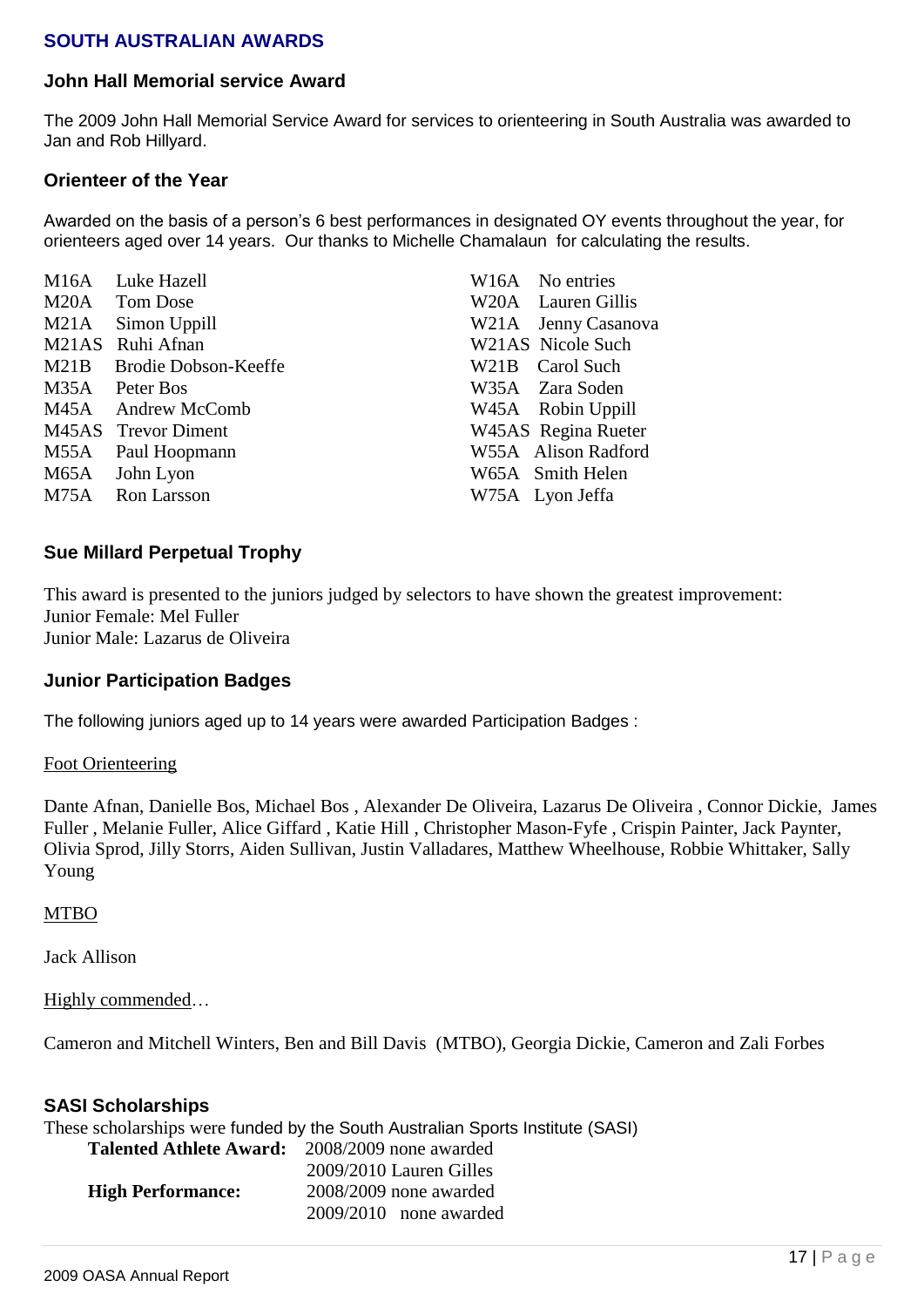## SOUTH AUSTRALIAN AWARDS

### John Hall Memorial service Award

The 2009 John Hall Memorial Service Award for services to orienteering in South Australia was awarded to Jan and Rob Hillyard.

### Orienteer of the Year

Awarded on the basis of a person's 6 best performances in designated OY events throughout the year, for orienteers aged over 14 years. Our thanks to Michelle Chamalaun for calculating the results.

| | | | |
|---|---|---|---|
| M16A | Luke Hazell | W16A | No entries |
| M20A | Tom Dose | W20A | Lauren Gillis |
| M21A | Simon Uppill | W21A | Jenny Casanova |
| M21AS | Ruhi Afnan | W21AS | Nicole Such |
| M21B | Brodie Dobson-Keeffe | W21B | Carol Such |
| M35A | Peter Bos | W35A | Zara Soden |
| M45A | Andrew McComb | W45A | Robin Uppill |
| M45AS | Trevor Diment | W45AS | Regina Rueter |
| M55A | Paul Hoopmann | W55A | Alison Radford |
| M65A | John Lyon | W65A | Smith Helen |
| M75A | Ron Larsson | W75A | Lyon Jeffa |

### Sue Millard Perpetual Trophy

This award is presented to the juniors judged by selectors to have shown the greatest improvement:
Junior Female: Mel Fuller
Junior Male: Lazarus de Oliveira

### Junior Participation Badges

The following juniors aged up to 14 years were awarded Participation Badges :

Foot Orienteering

Dante Afnan, Danielle Bos, Michael Bos , Alexander De Oliveira, Lazarus De Oliveira , Connor Dickie, James Fuller , Melanie Fuller, Alice Giffard , Katie Hill , Christopher Mason-Fyfe , Crispin Painter, Jack Paynter, Olivia Sprod, Jilly Storrs, Aiden Sullivan, Justin Valladares, Matthew Wheelhouse, Robbie Whittaker, Sally Young

MTBO

Jack Allison

Highly commended…

Cameron and Mitchell Winters, Ben and Bill Davis (MTBO), Georgia Dickie, Cameron and Zali Forbes

### SASI Scholarships

These scholarships were funded by the South Australian Sports Institute (SASI)

| | |
|---|---|
| **Talented Athlete Award:** | 2008/2009 none awarded |
| | 2009/2010 Lauren Gilles |
| **High Performance:** | 2008/2009 none awarded |
| | 2009/2010 none awarded |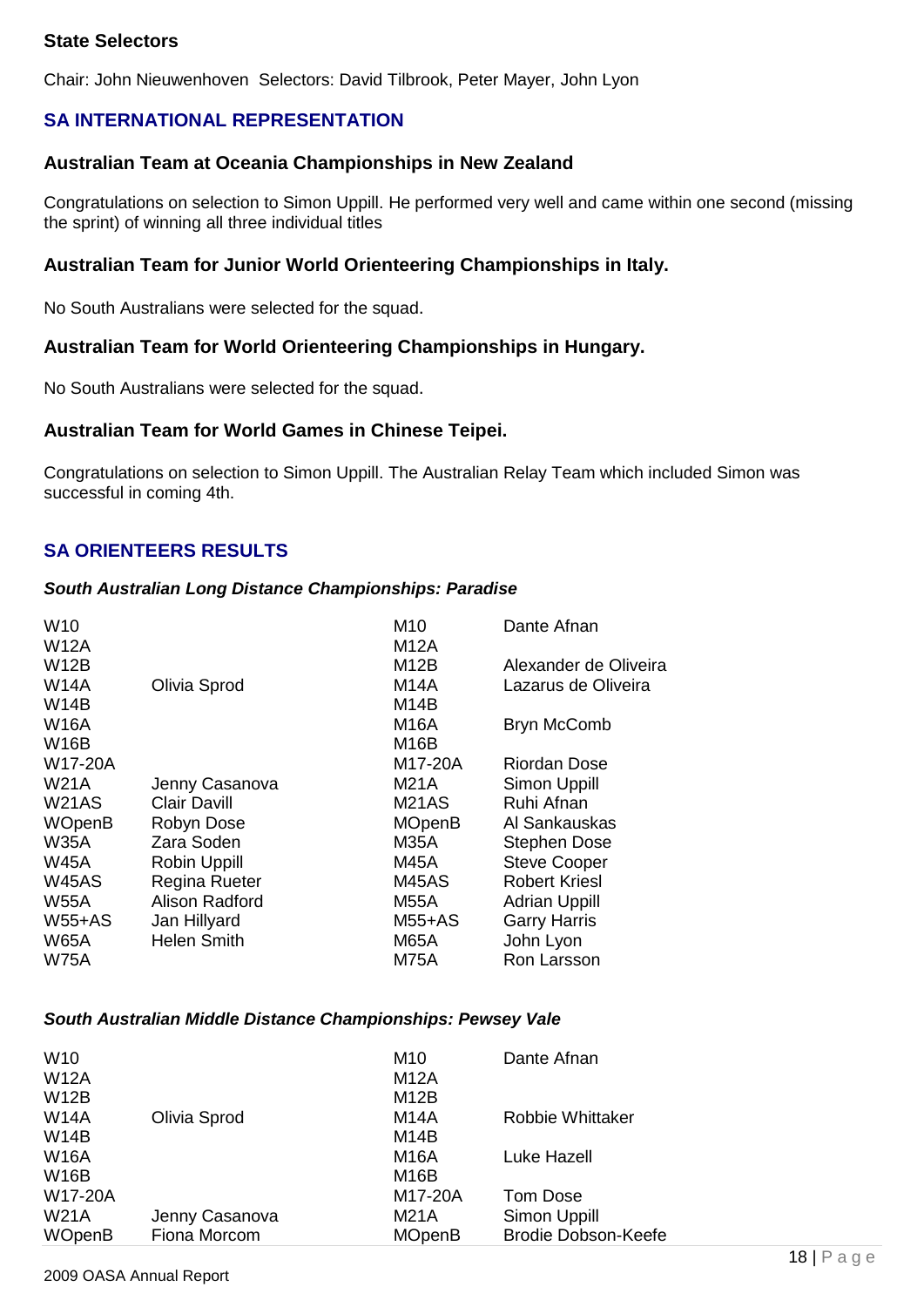**State Selectors**

Chair: John Nieuwenhoven  Selectors: David Tilbrook, Peter Mayer, John Lyon

## SA INTERNATIONAL REPRESENTATION

### Australian Team at Oceania Championships in New Zealand

Congratulations on selection to Simon Uppill. He performed very well and came within one second (missing the sprint) of winning all three individual titles

### Australian Team for Junior World Orienteering Championships in Italy.

No South Australians were selected for the squad.

### Australian Team for World Orienteering Championships in Hungary.

No South Australians were selected for the squad.

### Australian Team for World Games in Chinese Teipei.

Congratulations on selection to Simon Uppill. The Australian Relay Team which included Simon was successful in coming 4th.

## SA ORIENTEERS RESULTS

***South Australian Long Distance Championships: Paradise***

| Class | Winner | Class | Winner |
|---|---|---|---|
| W10 | | M10 | Dante Afnan |
| W12A | | M12A | |
| W12B | | M12B | Alexander de Oliveira |
| W14A | Olivia Sprod | M14A | Lazarus de Oliveira |
| W14B | | M14B | |
| W16A | | M16A | Bryn McComb |
| W16B | | M16B | |
| W17-20A | | M17-20A | Riordan Dose |
| W21A | Jenny Casanova | M21A | Simon Uppill |
| W21AS | Clair Davill | M21AS | Ruhi Afnan |
| WOpenB | Robyn Dose | MOpenB | Al Sankauskas |
| W35A | Zara Soden | M35A | Stephen Dose |
| W45A | Robin Uppill | M45A | Steve Cooper |
| W45AS | Regina Rueter | M45AS | Robert Kriesl |
| W55A | Alison Radford | M55A | Adrian Uppill |
| W55+AS | Jan Hillyard | M55+AS | Garry Harris |
| W65A | Helen Smith | M65A | John Lyon |
| W75A | | M75A | Ron Larsson |

***South Australian Middle Distance Championships: Pewsey Vale***

| Class | Winner | Class | Winner |
|---|---|---|---|
| W10 | | M10 | Dante Afnan |
| W12A | | M12A | |
| W12B | | M12B | |
| W14A | Olivia Sprod | M14A | Robbie Whittaker |
| W14B | | M14B | |
| W16A | | M16A | Luke Hazell |
| W16B | | M16B | |
| W17-20A | | M17-20A | Tom Dose |
| W21A | Jenny Casanova | M21A | Simon Uppill |
| WOpenB | Fiona Morcom | MOpenB | Brodie Dobson-Keefe |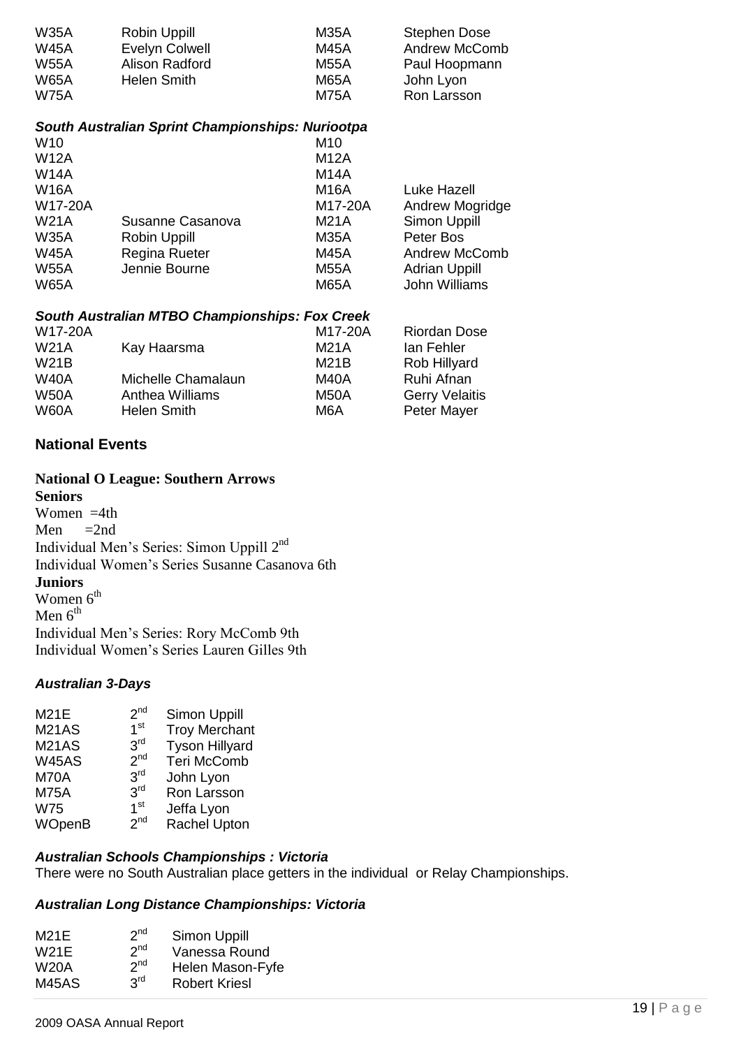| | | | |
|---|---|---|---|
| W35A | Robin Uppill | M35A | Stephen Dose |
| W45A | Evelyn Colwell | M45A | Andrew McComb |
| W55A | Alison Radford | M55A | Paul Hoopmann |
| W65A | Helen Smith | M65A | John Lyon |
| W75A | | M75A | Ron Larsson |

### *South Australian Sprint Championships: Nuriootpa*

| | | | |
|---|---|---|---|
| W10 | | M10 | |
| W12A | | M12A | |
| W14A | | M14A | |
| W16A | | M16A | Luke Hazell |
| W17-20A | | M17-20A | Andrew Mogridge |
| W21A | Susanne Casanova | M21A | Simon Uppill |
| W35A | Robin Uppill | M35A | Peter Bos |
| W45A | Regina Rueter | M45A | Andrew McComb |
| W55A | Jennie Bourne | M55A | Adrian Uppill |
| W65A | | M65A | John Williams |

### *South Australian MTBO Championships: Fox Creek*

| | | | |
|---|---|---|---|
| W17-20A | | M17-20A | Riordan Dose |
| W21A | Kay Haarsma | M21A | Ian Fehler |
| W21B | | M21B | Rob Hillyard |
| W40A | Michelle Chamalaun | M40A | Ruhi Afnan |
| W50A | Anthea Williams | M50A | Gerry Velaitis |
| W60A | Helen Smith | M6A | Peter Mayer |

## National Events

### National O League: Southern Arrows

**Seniors**

Women =4th
Men =2nd
Individual Men's Series: Simon Uppill 2nd
Individual Women's Series Susanne Casanova 6th

**Juniors**

Women 6th
Men 6th
Individual Men's Series: Rory McComb 9th
Individual Women's Series Lauren Gilles 9th

### *Australian 3-Days*

| | | |
|---|---|---|
| M21E | 2nd | Simon Uppill |
| M21AS | 1st | Troy Merchant |
| M21AS | 3rd | Tyson Hillyard |
| W45AS | 2nd | Teri McComb |
| M70A | 3rd | John Lyon |
| M75A | 3rd | Ron Larsson |
| W75 | 1st | Jeffa Lyon |
| WOpenB | 2nd | Rachel Upton |

### *Australian Schools Championships : Victoria*

There were no South Australian place getters in the individual or Relay Championships.

### *Australian Long Distance Championships: Victoria*

| | | |
|---|---|---|
| M21E | 2nd | Simon Uppill |
| W21E | 2nd | Vanessa Round |
| W20A | 2nd | Helen Mason-Fyfe |
| M45AS | 3rd | Robert Kriesl |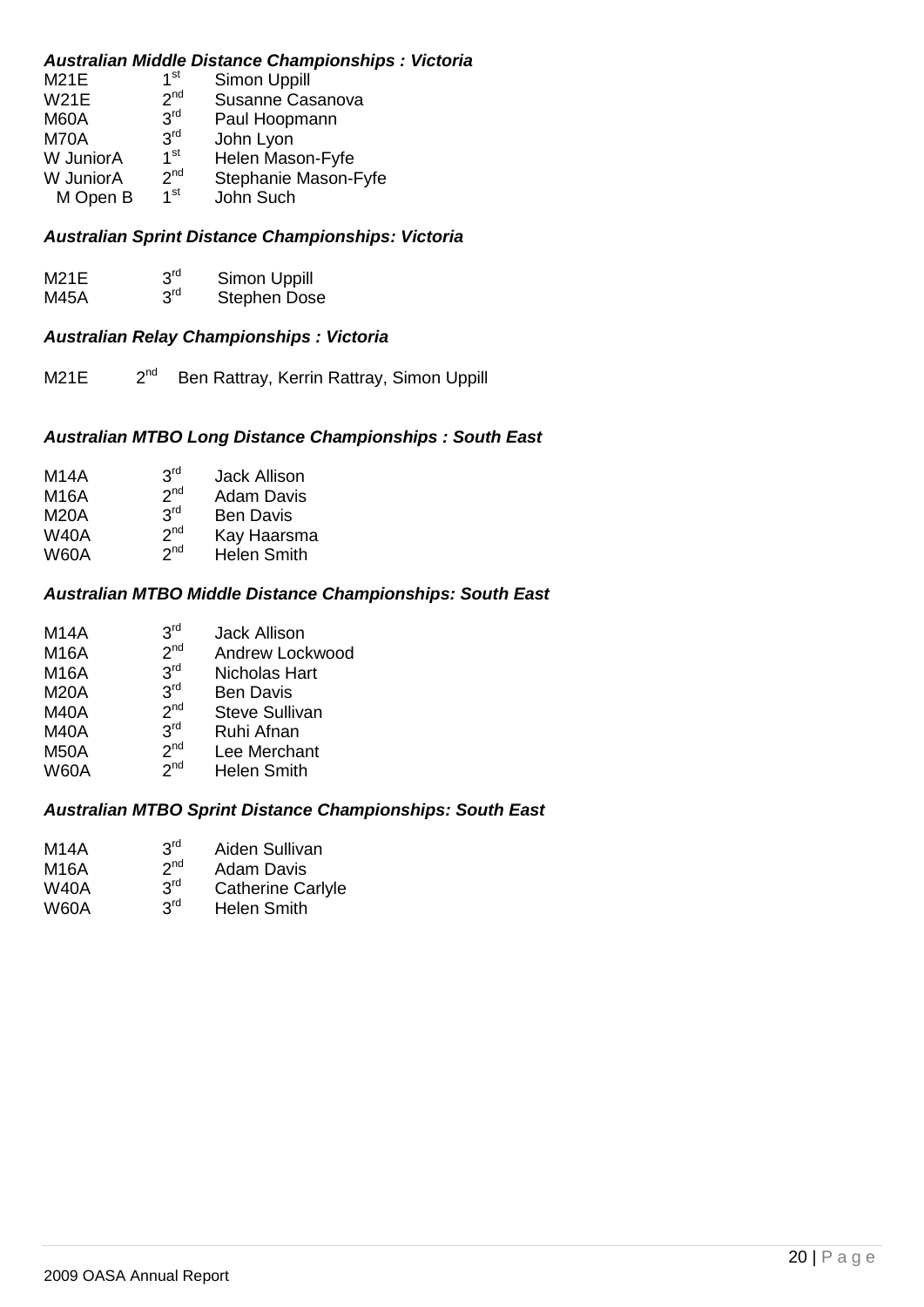***Australian Middle Distance Championships : Victoria***

| | | |
|---|---|---|
| M21E | 1st | Simon Uppill |
| W21E | 2nd | Susanne Casanova |
| M60A | 3rd | Paul Hoopmann |
| M70A | 3rd | John Lyon |
| W JuniorA | 1st | Helen Mason-Fyfe |
| W JuniorA | 2nd | Stephanie Mason-Fyfe |
| M Open B | 1st | John Such |

***Australian Sprint Distance Championships: Victoria***

| | | |
|---|---|---|
| M21E | 3rd | Simon Uppill |
| M45A | 3rd | Stephen Dose |

***Australian Relay Championships : Victoria***

| | | |
|---|---|---|
| M21E | 2nd | Ben Rattray, Kerrin Rattray, Simon Uppill |

***Australian MTBO Long Distance Championships : South East***

| | | |
|---|---|---|
| M14A | 3rd | Jack Allison |
| M16A | 2nd | Adam Davis |
| M20A | 3rd | Ben Davis |
| W40A | 2nd | Kay Haarsma |
| W60A | 2nd | Helen Smith |

***Australian MTBO Middle Distance Championships: South East***

| | | |
|---|---|---|
| M14A | 3rd | Jack Allison |
| M16A | 2nd | Andrew Lockwood |
| M16A | 3rd | Nicholas Hart |
| M20A | 3rd | Ben Davis |
| M40A | 2nd | Steve Sullivan |
| M40A | 3rd | Ruhi Afnan |
| M50A | 2nd | Lee Merchant |
| W60A | 2nd | Helen Smith |

***Australian MTBO Sprint Distance Championships: South East***

| | | |
|---|---|---|
| M14A | 3rd | Aiden Sullivan |
| M16A | 2nd | Adam Davis |
| W40A | 3rd | Catherine Carlyle |
| W60A | 3rd | Helen Smith |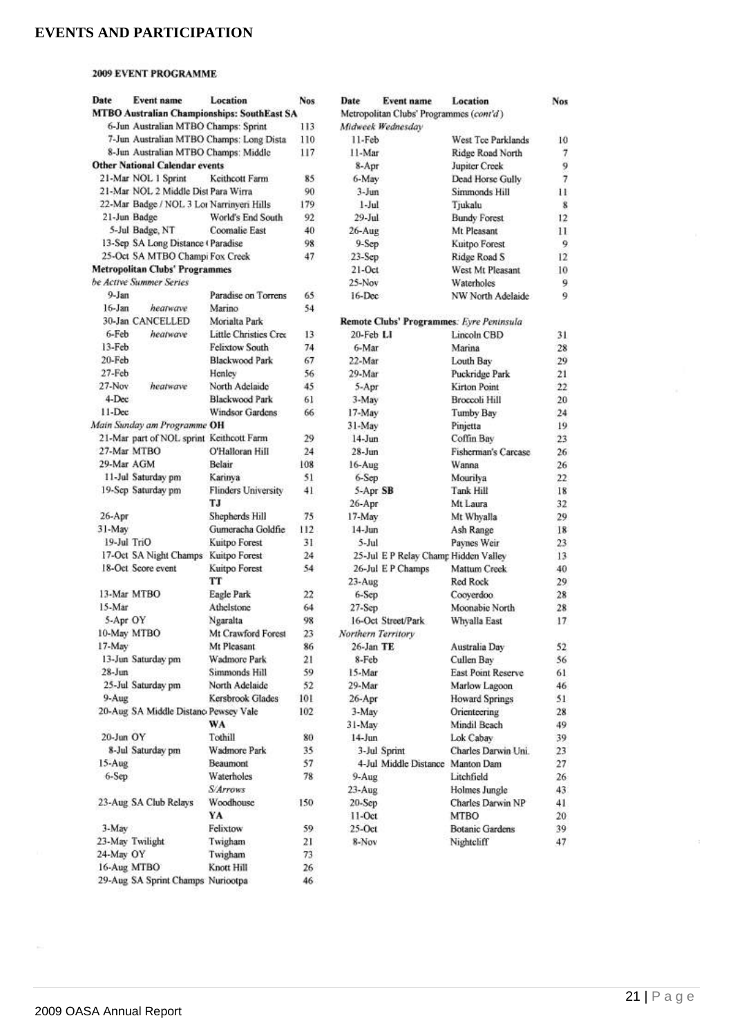# EVENTS AND PARTICIPATION

**2009 EVENT PROGRAMME**

| Date | Event name | Location | Nos |
|---|---|---|---|
| **MTBO Australian Championships: SouthEast SA** | | | |
| 6-Jun | Australian MTBO Champs: Sprint | | 113 |
| 7-Jun | Australian MTBO Champs: Long Dista | | 110 |
| 8-Jun | Australian MTBO Champs: Middle | | 117 |
| **Other National Calendar events** | | | |
| 21-Mar | NOL 1 Sprint | Keithcott Farm | 85 |
| 21-Mar | NOL 2 Middle Dist | Para Wirra | 90 |
| 22-Mar | Badge / NOL 3 Lo | Narrinyeri Hills | 179 |
| 21-Jun | Badge | World's End South | 92 |
| 5-Jul | Badge, NT | Coomalie East | 40 |
| 13-Sep | SA Long Distance | Paradise | 98 |
| 25-Oct | SA MTBO Champi | Fox Creek | 47 |
| **Metropolitan Clubs' Programmes** | | | |
| *be Active Summer Series* | | | |
| 9-Jan | | Paradise on Torrens | 65 |
| 16-Jan | *heatwave* | Marino | 54 |
| 30-Jan | CANCELLED | Morialta Park | |
| 6-Feb | *heatwave* | Little Christies Cre | 13 |
| 13-Feb | | Felixtow South | 74 |
| 20-Feb | | Blackwood Park | 67 |
| 27-Feb | | Henley | 56 |
| 27-Nov | *heatwave* | North Adelaide | 45 |
| 4-Dec | | Blackwood Park | 61 |
| 11-Dec | | Windsor Gardens | 66 |
| *Main Sunday am Programme* **OH** | | | |
| 21-Mar | part of NOL sprint | Keithcott Farm | 29 |
| 27-Mar | MTBO | O'Halloran Hill | 24 |
| 29-Mar | AGM | Belair | 108 |
| 11-Jul | Saturday pm | Karinya | 51 |
| 19-Sep | Saturday pm | Flinders University | 41 |
| | | **TJ** | |
| 26-Apr | | Shepherds Hill | 75 |
| 31-May | | Gumeracha Goldfie | 112 |
| 19-Jul | TriO | Kuitpo Forest | 31 |
| 17-Oct | SA Night Champs | Kuitpo Forest | 24 |
| 18-Oct | Score event | Kuitpo Forest | 54 |
| | | **TT** | |
| 13-Mar | MTBO | Eagle Park | 22 |
| 15-Mar | | Athelstone | 64 |
| 5-Apr | OY | Ngaralta | 98 |
| 10-May | MTBO | Mt Crawford Forest | 23 |
| 17-May | | Mt Pleasant | 86 |
| 13-Jun | Saturday pm | Wadmore Park | 21 |
| 28-Jun | | Simmonds Hill | 59 |
| 25-Jul | Saturday pm | North Adelaide | 52 |
| 9-Aug | | Kersbrook Glades | 101 |
| 20-Aug | SA Middle Distanc | Pewsey Vale | 102 |
| | | **WA** | |
| 20-Jun | OY | Tothill | 80 |
| 8-Jul | Saturday pm | Wadmore Park | 35 |
| 15-Aug | | Beaumont | 57 |
| 6-Sep | | Waterholes | 78 |
| | | *S/Arrows* | |
| 23-Aug | SA Club Relays | Woodhouse | 150 |
| | | **YA** | |
| 3-May | | Felixtow | 59 |
| 23-May | Twilight | Twigham | 21 |
| 24-May | OY | Twigham | 73 |
| 16-Aug | MTBO | Knott Hill | 26 |
| 29-Aug | SA Sprint Champs | Nuriootpa | 46 |

| Date | Event name | Location | Nos |
|---|---|---|---|
| Metropolitan Clubs' Programmes (*cont'd*) | | | |
| *Midweek Wednesday* | | | |
| 11-Feb | | West Tce Parklands | 10 |
| 11-Mar | | Ridge Road North | 7 |
| 8-Apr | | Jupiter Creek | 9 |
| 6-May | | Dead Horse Gully | 7 |
| 3-Jun | | Simmonds Hill | 11 |
| 1-Jul | | Tjukalu | 8 |
| 29-Jul | | Bundy Forest | 12 |
| 26-Aug | | Mt Pleasant | 11 |
| 9-Sep | | Kuitpo Forest | 9 |
| 23-Sep | | Ridge Road S | 12 |
| 21-Oct | | West Mt Pleasant | 10 |
| 25-Nov | | Waterholes | 9 |
| 16-Dec | | NW North Adelaide | 9 |
| **Remote Clubs' Programmes**: *Eyre Peninsula* | | | |
| 20-Feb | **LI** | Lincoln CBD | 31 |
| 6-Mar | | Marina | 28 |
| 22-Mar | | Louth Bay | 29 |
| 29-Mar | | Puckridge Park | 21 |
| 5-Apr | | Kirton Point | 22 |
| 3-May | | Broccoli Hill | 20 |
| 17-May | | Tumby Bay | 24 |
| 31-May | | Pinjetta | 19 |
| 14-Jun | | Coffin Bay | 23 |
| 28-Jun | | Fisherman's Carcase | 26 |
| 16-Aug | | Wanna | 26 |
| 6-Sep | | Mourilya | 22 |
| 5-Apr | **SB** | Tank Hill | 18 |
| 26-Apr | | Mt Laura | 32 |
| 17-May | | Mt Whyalla | 29 |
| 14-Jun | | Ash Range | 18 |
| 5-Jul | | Paynes Weir | 23 |
| 25-Jul | E P Relay Champ | Hidden Valley | 13 |
| 26-Jul | E P Champs | Mattum Creek | 40 |
| 23-Aug | | Red Rock | 29 |
| 6-Sep | | Cooyerdoo | 28 |
| 27-Sep | | Moonabie North | 28 |
| 16-Oct | Street/Park | Whyalla East | 17 |
| *Northern Territory* | | | |
| 26-Jan | **TE** | Australia Day | 52 |
| 8-Feb | | Cullen Bay | 56 |
| 15-Mar | | East Point Reserve | 61 |
| 29-Mar | | Marlow Lagoon | 46 |
| 26-Apr | | Howard Springs | 51 |
| 3-May | | Orienteering | 28 |
| 31-May | | Mindil Beach | 49 |
| 14-Jun | | Lok Cabay | 39 |
| 3-Jul | Sprint | Charles Darwin Uni. | 23 |
| 4-Jul | Middle Distance | Manton Dam | 27 |
| 9-Aug | | Litchfield | 26 |
| 23-Aug | | Holmes Jungle | 43 |
| 20-Sep | | Charles Darwin NP | 41 |
| 11-Oct | | MTBO | 20 |
| 25-Oct | | Botanic Gardens | 39 |
| 8-Nov | | Nightcliff | 47 |